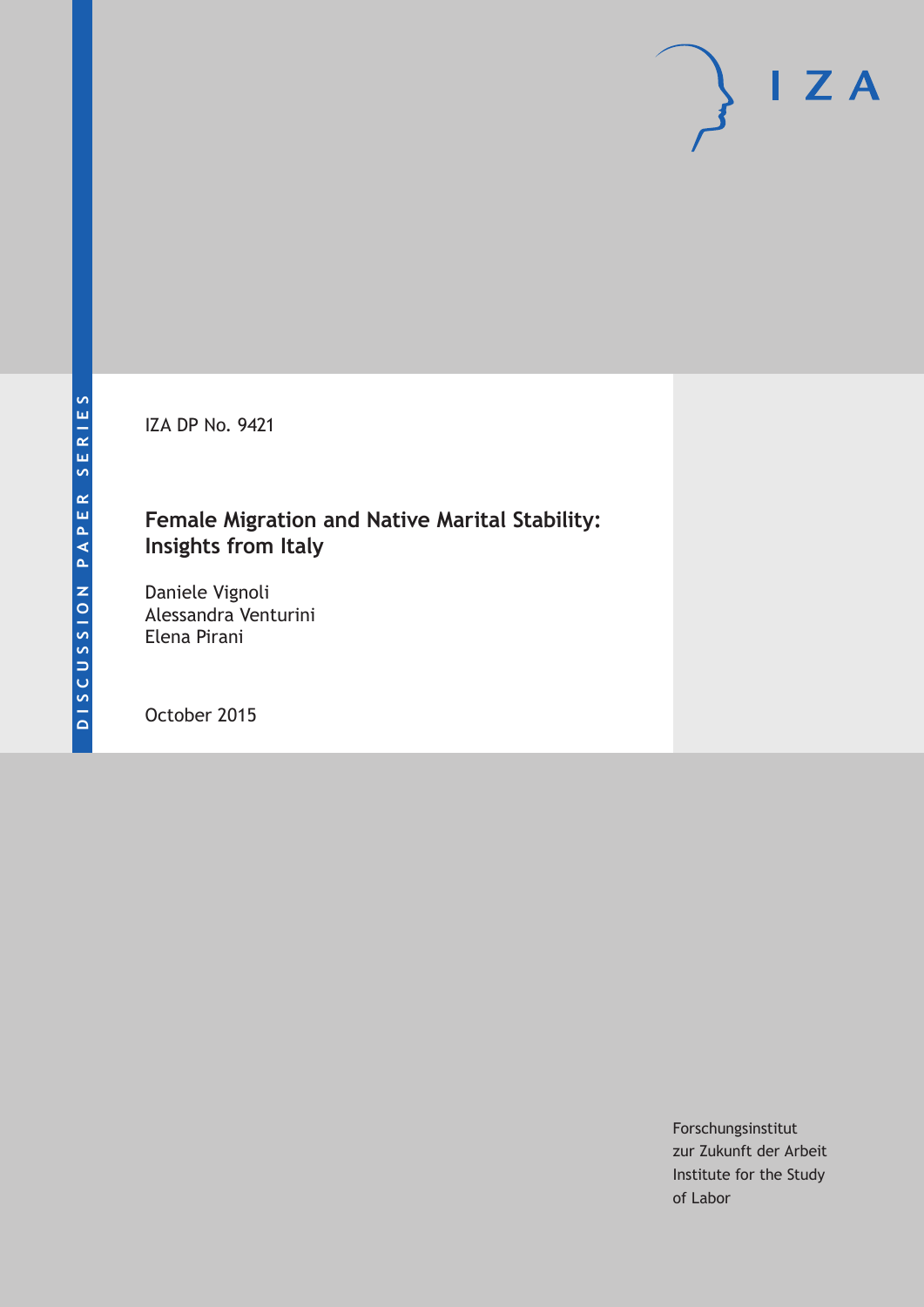DISCUSSION PAPER SERIES

IZA DP No. 9421

# Female Migration and Native Marital Stability: Insights from Italy

Daniele Vignoli
Alessandra Venturini
Elena Pirani

October 2015

Forschungsinstitut
zur Zukunft der Arbeit
Institute for the Study
of Labor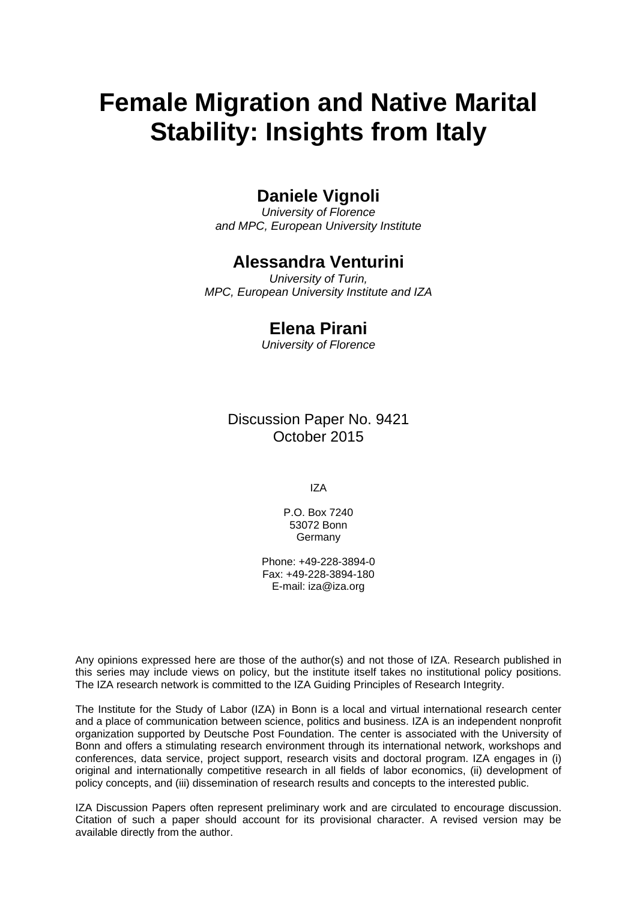# Female Migration and Native Marital Stability: Insights from Italy

## Daniele Vignoli

*University of Florence and MPC, European University Institute*

## Alessandra Venturini

*University of Turin, MPC, European University Institute and IZA*

## Elena Pirani

*University of Florence*

Discussion Paper No. 9421
October 2015

IZA

P.O. Box 7240
53072 Bonn
Germany

Phone: +49-228-3894-0
Fax: +49-228-3894-180
E-mail: iza@iza.org

Any opinions expressed here are those of the author(s) and not those of IZA. Research published in this series may include views on policy, but the institute itself takes no institutional policy positions. The IZA research network is committed to the IZA Guiding Principles of Research Integrity.

The Institute for the Study of Labor (IZA) in Bonn is a local and virtual international research center and a place of communication between science, politics and business. IZA is an independent nonprofit organization supported by Deutsche Post Foundation. The center is associated with the University of Bonn and offers a stimulating research environment through its international network, workshops and conferences, data service, project support, research visits and doctoral program. IZA engages in (i) original and internationally competitive research in all fields of labor economics, (ii) development of policy concepts, and (iii) dissemination of research results and concepts to the interested public.

IZA Discussion Papers often represent preliminary work and are circulated to encourage discussion. Citation of such a paper should account for its provisional character. A revised version may be available directly from the author.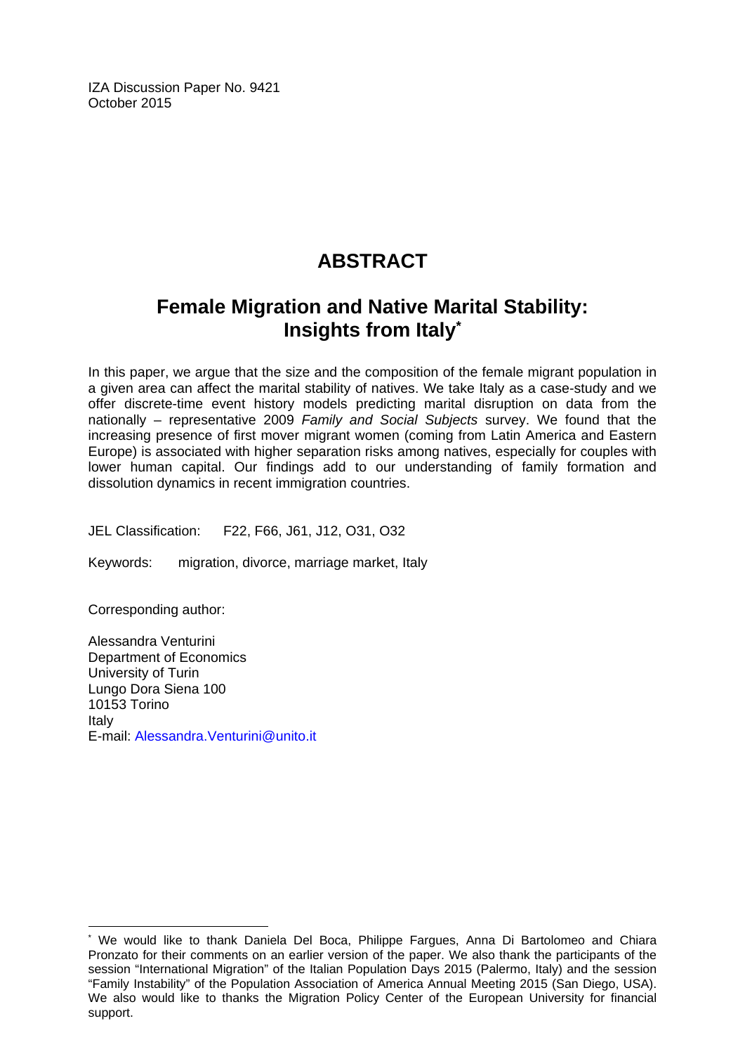IZA Discussion Paper No. 9421
October 2015

# ABSTRACT

## Female Migration and Native Marital Stability: Insights from Italy*

In this paper, we argue that the size and the composition of the female migrant population in a given area can affect the marital stability of natives. We take Italy as a case-study and we offer discrete-time event history models predicting marital disruption on data from the nationally – representative 2009 *Family and Social Subjects* survey. We found that the increasing presence of first mover migrant women (coming from Latin America and Eastern Europe) is associated with higher separation risks among natives, especially for couples with lower human capital. Our findings add to our understanding of family formation and dissolution dynamics in recent immigration countries.

JEL Classification: F22, F66, J61, J12, O31, O32

Keywords: migration, divorce, marriage market, Italy

Corresponding author:

Alessandra Venturini
Department of Economics
University of Turin
Lungo Dora Siena 100
10153 Torino
Italy
E-mail: Alessandra.Venturini@unito.it

---

* We would like to thank Daniela Del Boca, Philippe Fargues, Anna Di Bartolomeo and Chiara Pronzato for their comments on an earlier version of the paper. We also thank the participants of the session "International Migration" of the Italian Population Days 2015 (Palermo, Italy) and the session "Family Instability" of the Population Association of America Annual Meeting 2015 (San Diego, USA). We also would like to thanks the Migration Policy Center of the European University for financial support.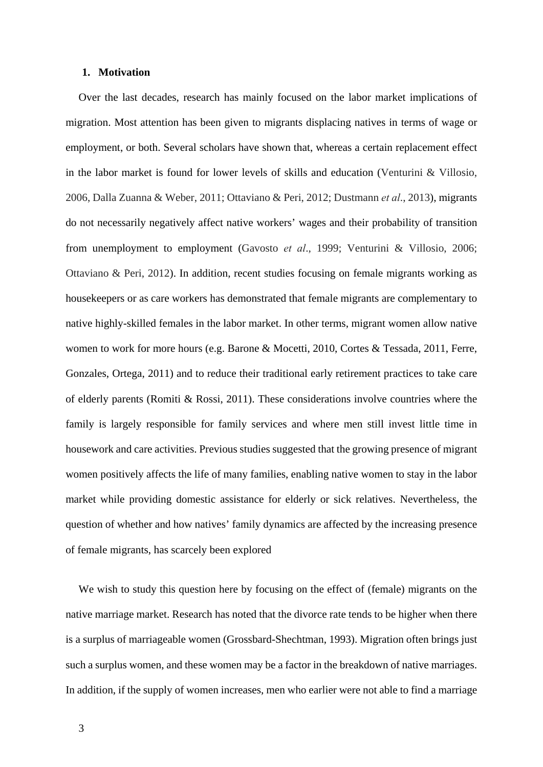## 1. Motivation

Over the last decades, research has mainly focused on the labor market implications of migration. Most attention has been given to migrants displacing natives in terms of wage or employment, or both. Several scholars have shown that, whereas a certain replacement effect in the labor market is found for lower levels of skills and education (Venturini & Villosio, 2006, Dalla Zuanna & Weber, 2011; Ottaviano & Peri, 2012; Dustmann *et al*., 2013), migrants do not necessarily negatively affect native workers' wages and their probability of transition from unemployment to employment (Gavosto *et al*., 1999; Venturini & Villosio, 2006; Ottaviano & Peri, 2012). In addition, recent studies focusing on female migrants working as housekeepers or as care workers has demonstrated that female migrants are complementary to native highly-skilled females in the labor market. In other terms, migrant women allow native women to work for more hours (e.g. Barone & Mocetti, 2010, Cortes & Tessada, 2011, Ferre, Gonzales, Ortega, 2011) and to reduce their traditional early retirement practices to take care of elderly parents (Romiti & Rossi, 2011). These considerations involve countries where the family is largely responsible for family services and where men still invest little time in housework and care activities. Previous studies suggested that the growing presence of migrant women positively affects the life of many families, enabling native women to stay in the labor market while providing domestic assistance for elderly or sick relatives. Nevertheless, the question of whether and how natives' family dynamics are affected by the increasing presence of female migrants, has scarcely been explored

We wish to study this question here by focusing on the effect of (female) migrants on the native marriage market. Research has noted that the divorce rate tends to be higher when there is a surplus of marriageable women (Grossbard-Shechtman, 1993). Migration often brings just such a surplus women, and these women may be a factor in the breakdown of native marriages. In addition, if the supply of women increases, men who earlier were not able to find a marriage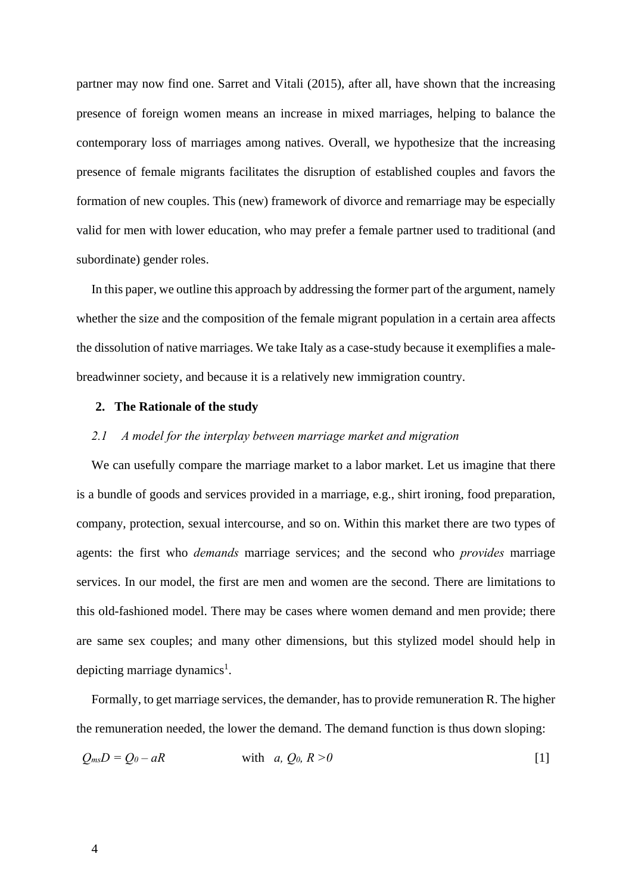partner may now find one. Sarret and Vitali (2015), after all, have shown that the increasing presence of foreign women means an increase in mixed marriages, helping to balance the contemporary loss of marriages among natives. Overall, we hypothesize that the increasing presence of female migrants facilitates the disruption of established couples and favors the formation of new couples. This (new) framework of divorce and remarriage may be especially valid for men with lower education, who may prefer a female partner used to traditional (and subordinate) gender roles.

In this paper, we outline this approach by addressing the former part of the argument, namely whether the size and the composition of the female migrant population in a certain area affects the dissolution of native marriages. We take Italy as a case-study because it exemplifies a male-breadwinner society, and because it is a relatively new immigration country.

## 2. The Rationale of the study

### *2.1 A model for the interplay between marriage market and migration*

We can usefully compare the marriage market to a labor market. Let us imagine that there is a bundle of goods and services provided in a marriage, e.g., shirt ironing, food preparation, company, protection, sexual intercourse, and so on. Within this market there are two types of agents: the first who *demands* marriage services; and the second who *provides* marriage services. In our model, the first are men and women are the second. There are limitations to this old-fashioned model. There may be cases where women demand and men provide; there are same sex couples; and many other dimensions, but this stylized model should help in depicting marriage dynamics[1].

Formally, to get marriage services, the demander, has to provide remuneration R. The higher the remuneration needed, the lower the demand. The demand function is thus down sloping:

$$Q_{ms}D = Q_0 - aR \qquad \text{with} \quad a, Q_0, R > 0 \qquad [1]$$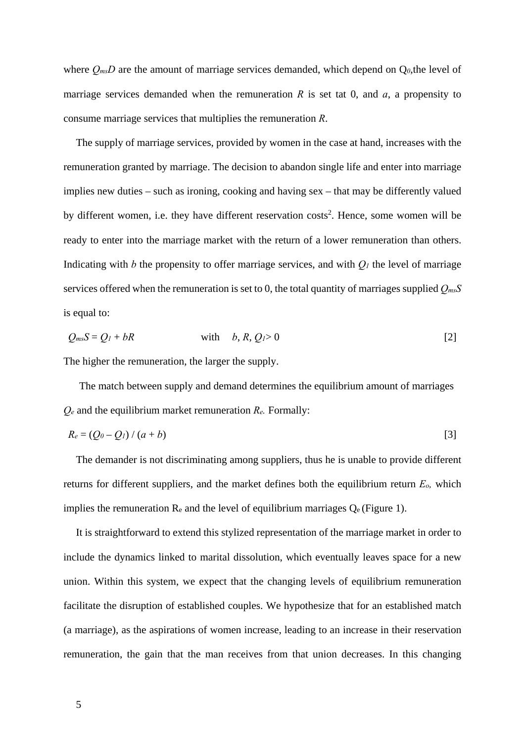where $Q_{ms}D$ are the amount of marriage services demanded, which depend on $Q_0$,the level of marriage services demanded when the remuneration $R$ is set tat 0, and $a$, a propensity to consume marriage services that multiplies the remuneration $R$.

The supply of marriage services, provided by women in the case at hand, increases with the remuneration granted by marriage. The decision to abandon single life and enter into marriage implies new duties – such as ironing, cooking and having sex – that may be differently valued by different women, i.e. they have different reservation costs[2]. Hence, some women will be ready to enter into the marriage market with the return of a lower remuneration than others. Indicating with $b$ the propensity to offer marriage services, and with $Q_1$ the level of marriage services offered when the remuneration is set to 0, the total quantity of marriages supplied $Q_{ms}S$ is equal to:

$$Q_{ms}S = Q_1 + bR \qquad \text{with} \quad b, R, Q_1 > 0 \qquad [2]$$

The higher the remuneration, the larger the supply.

The match between supply and demand determines the equilibrium amount of marriages $Q_e$ and the equilibrium market remuneration $R_e$. Formally:

$$R_e = (Q_0 - Q_1) / (a + b) \qquad [3]$$

The demander is not discriminating among suppliers, thus he is unable to provide different returns for different suppliers, and the market defines both the equilibrium return $E_o$, which implies the remuneration $R_e$ and the level of equilibrium marriages $Q_e$ (Figure 1).

It is straightforward to extend this stylized representation of the marriage market in order to include the dynamics linked to marital dissolution, which eventually leaves space for a new union. Within this system, we expect that the changing levels of equilibrium remuneration facilitate the disruption of established couples. We hypothesize that for an established match (a marriage), as the aspirations of women increase, leading to an increase in their reservation remuneration, the gain that the man receives from that union decreases. In this changing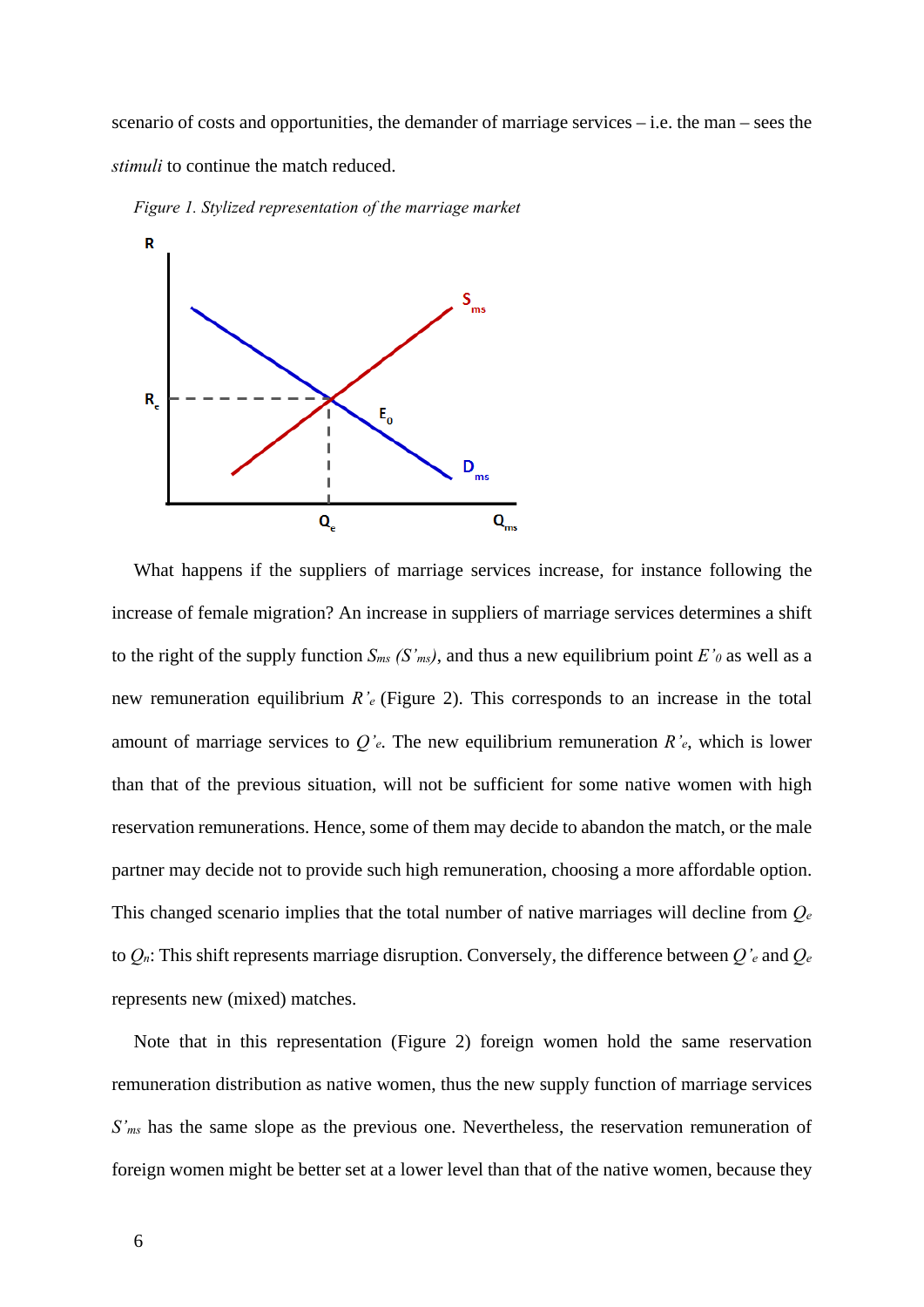scenario of costs and opportunities, the demander of marriage services – i.e. the man – sees the *stimuli* to continue the match reduced.

*Figure 1. Stylized representation of the marriage market*

What happens if the suppliers of marriage services increase, for instance following the increase of female migration? An increase in suppliers of marriage services determines a shift to the right of the supply function $S_{ms}$ $(S'_{ms})$, and thus a new equilibrium point $E'_0$ as well as a new remuneration equilibrium $R'_e$ (Figure 2). This corresponds to an increase in the total amount of marriage services to $Q'_e$. The new equilibrium remuneration $R'_e$, which is lower than that of the previous situation, will not be sufficient for some native women with high reservation remunerations. Hence, some of them may decide to abandon the match, or the male partner may decide not to provide such high remuneration, choosing a more affordable option. This changed scenario implies that the total number of native marriages will decline from $Q_e$ to $Q_n$: This shift represents marriage disruption. Conversely, the difference between $Q'_e$ and $Q_e$ represents new (mixed) matches.

Note that in this representation (Figure 2) foreign women hold the same reservation remuneration distribution as native women, thus the new supply function of marriage services $S'_{ms}$ has the same slope as the previous one. Nevertheless, the reservation remuneration of foreign women might be better set at a lower level than that of the native women, because they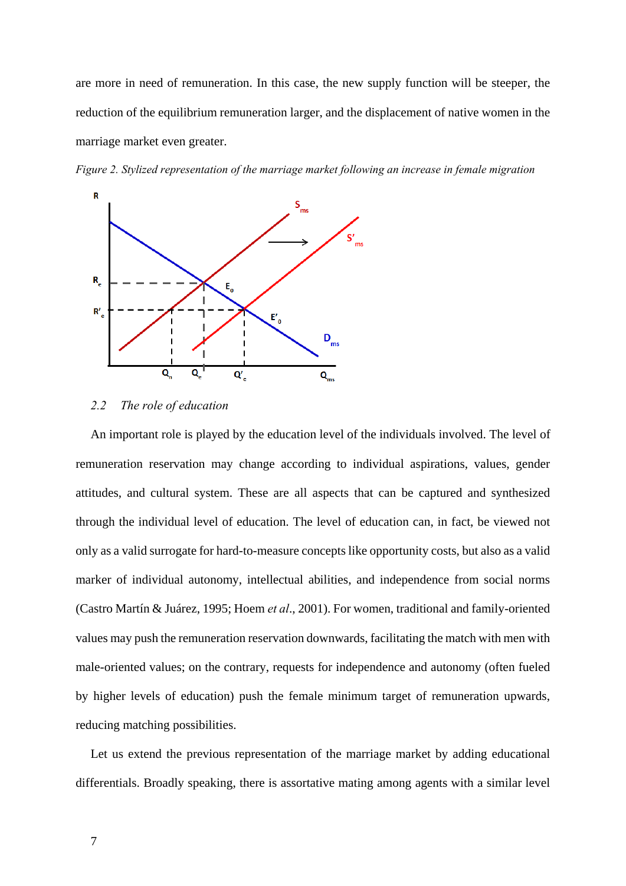are more in need of remuneration. In this case, the new supply function will be steeper, the reduction of the equilibrium remuneration larger, and the displacement of native women in the marriage market even greater.

*Figure 2. Stylized representation of the marriage market following an increase in female migration*

### 2.2 *The role of education*

An important role is played by the education level of the individuals involved. The level of remuneration reservation may change according to individual aspirations, values, gender attitudes, and cultural system. These are all aspects that can be captured and synthesized through the individual level of education. The level of education can, in fact, be viewed not only as a valid surrogate for hard-to-measure concepts like opportunity costs, but also as a valid marker of individual autonomy, intellectual abilities, and independence from social norms (Castro Martín & Juárez, 1995; Hoem *et al*., 2001). For women, traditional and family-oriented values may push the remuneration reservation downwards, facilitating the match with men with male-oriented values; on the contrary, requests for independence and autonomy (often fueled by higher levels of education) push the female minimum target of remuneration upwards, reducing matching possibilities.

Let us extend the previous representation of the marriage market by adding educational differentials. Broadly speaking, there is assortative mating among agents with a similar level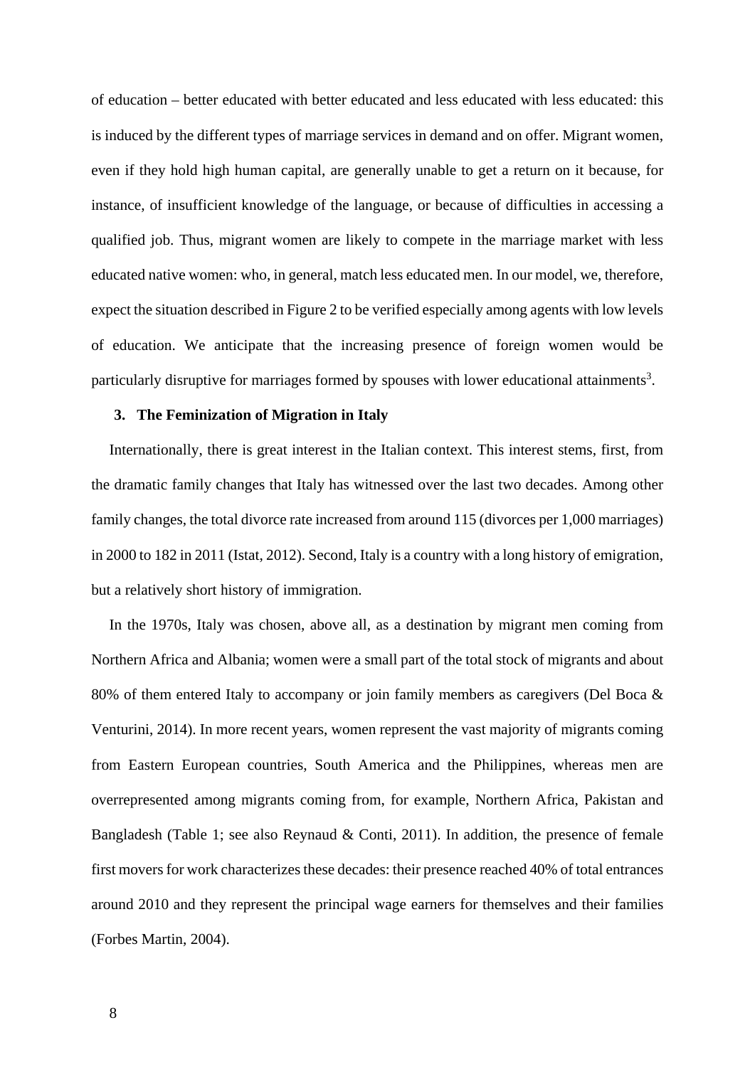of education – better educated with better educated and less educated with less educated: this is induced by the different types of marriage services in demand and on offer. Migrant women, even if they hold high human capital, are generally unable to get a return on it because, for instance, of insufficient knowledge of the language, or because of difficulties in accessing a qualified job. Thus, migrant women are likely to compete in the marriage market with less educated native women: who, in general, match less educated men. In our model, we, therefore, expect the situation described in Figure 2 to be verified especially among agents with low levels of education. We anticipate that the increasing presence of foreign women would be particularly disruptive for marriages formed by spouses with lower educational attainments[3].

## 3. The Feminization of Migration in Italy

Internationally, there is great interest in the Italian context. This interest stems, first, from the dramatic family changes that Italy has witnessed over the last two decades. Among other family changes, the total divorce rate increased from around 115 (divorces per 1,000 marriages) in 2000 to 182 in 2011 (Istat, 2012). Second, Italy is a country with a long history of emigration, but a relatively short history of immigration.

In the 1970s, Italy was chosen, above all, as a destination by migrant men coming from Northern Africa and Albania; women were a small part of the total stock of migrants and about 80% of them entered Italy to accompany or join family members as caregivers (Del Boca & Venturini, 2014). In more recent years, women represent the vast majority of migrants coming from Eastern European countries, South America and the Philippines, whereas men are overrepresented among migrants coming from, for example, Northern Africa, Pakistan and Bangladesh (Table 1; see also Reynaud & Conti, 2011). In addition, the presence of female first movers for work characterizes these decades: their presence reached 40% of total entrances around 2010 and they represent the principal wage earners for themselves and their families (Forbes Martin, 2004).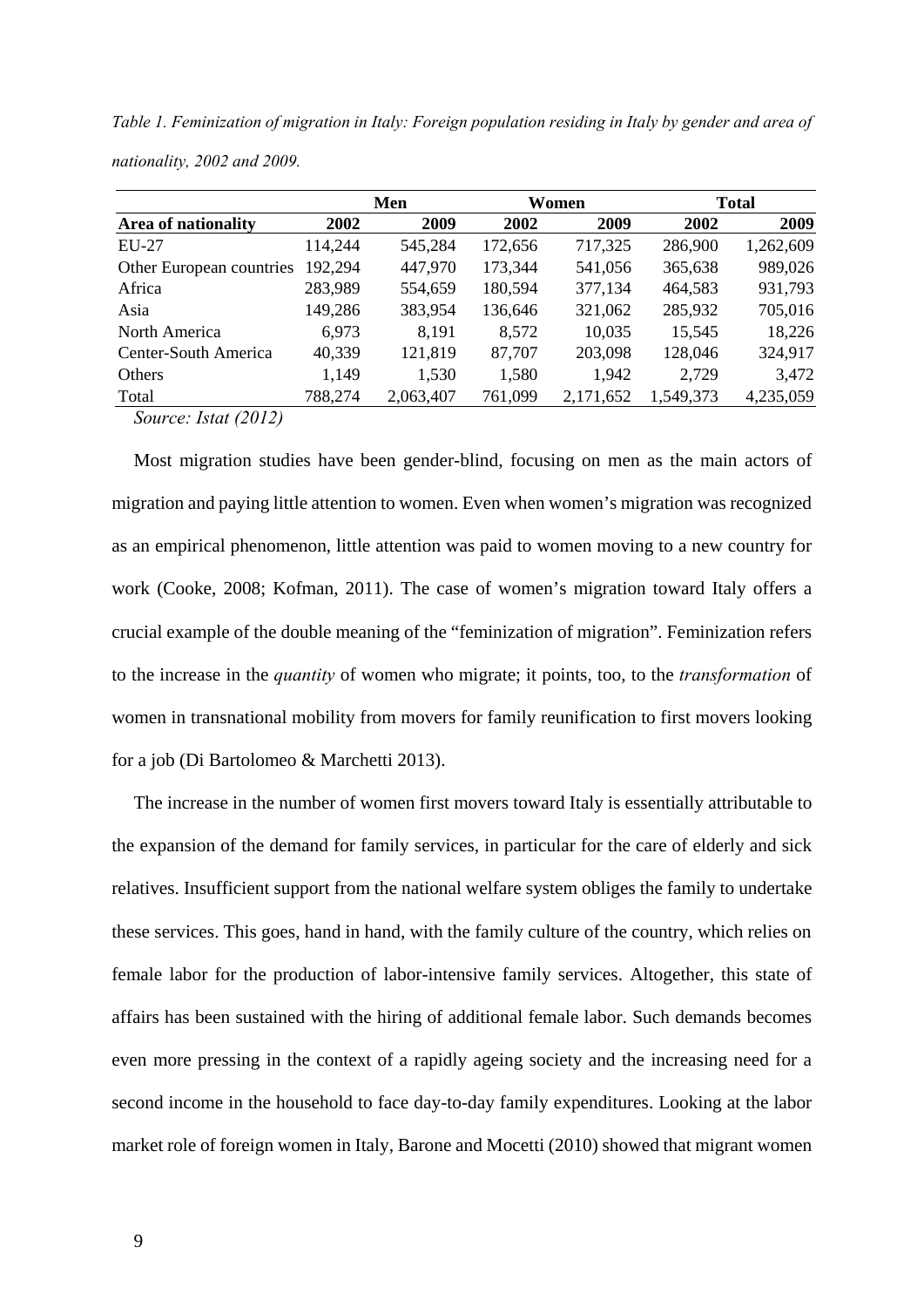*Table 1. Feminization of migration in Italy: Foreign population residing in Italy by gender and area of nationality, 2002 and 2009.*

| | Men | | Women | | Total | |
|---|---|---|---|---|---|---|
| **Area of nationality** | **2002** | **2009** | **2002** | **2009** | **2002** | **2009** |
| EU-27 | 114,244 | 545,284 | 172,656 | 717,325 | 286,900 | 1,262,609 |
| Other European countries | 192,294 | 447,970 | 173,344 | 541,056 | 365,638 | 989,026 |
| Africa | 283,989 | 554,659 | 180,594 | 377,134 | 464,583 | 931,793 |
| Asia | 149,286 | 383,954 | 136,646 | 321,062 | 285,932 | 705,016 |
| North America | 6,973 | 8,191 | 8,572 | 10,035 | 15,545 | 18,226 |
| Center-South America | 40,339 | 121,819 | 87,707 | 203,098 | 128,046 | 324,917 |
| Others | 1,149 | 1,530 | 1,580 | 1,942 | 2,729 | 3,472 |
| Total | 788,274 | 2,063,407 | 761,099 | 2,171,652 | 1,549,373 | 4,235,059 |

*Source: Istat (2012)*

Most migration studies have been gender-blind, focusing on men as the main actors of migration and paying little attention to women. Even when women's migration was recognized as an empirical phenomenon, little attention was paid to women moving to a new country for work (Cooke, 2008; Kofman, 2011). The case of women's migration toward Italy offers a crucial example of the double meaning of the "feminization of migration". Feminization refers to the increase in the *quantity* of women who migrate; it points, too, to the *transformation* of women in transnational mobility from movers for family reunification to first movers looking for a job (Di Bartolomeo & Marchetti 2013).

The increase in the number of women first movers toward Italy is essentially attributable to the expansion of the demand for family services, in particular for the care of elderly and sick relatives. Insufficient support from the national welfare system obliges the family to undertake these services. This goes, hand in hand, with the family culture of the country, which relies on female labor for the production of labor-intensive family services. Altogether, this state of affairs has been sustained with the hiring of additional female labor. Such demands becomes even more pressing in the context of a rapidly ageing society and the increasing need for a second income in the household to face day-to-day family expenditures. Looking at the labor market role of foreign women in Italy, Barone and Mocetti (2010) showed that migrant women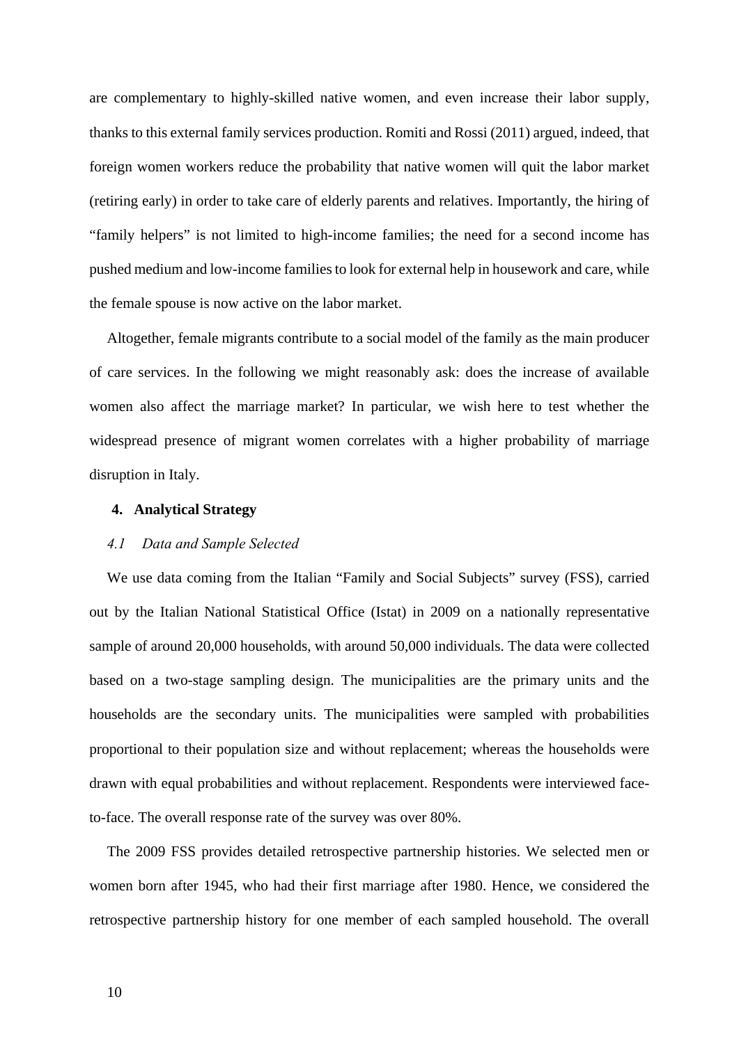are complementary to highly-skilled native women, and even increase their labor supply, thanks to this external family services production. Romiti and Rossi (2011) argued, indeed, that foreign women workers reduce the probability that native women will quit the labor market (retiring early) in order to take care of elderly parents and relatives. Importantly, the hiring of "family helpers" is not limited to high-income families; the need for a second income has pushed medium and low-income families to look for external help in housework and care, while the female spouse is now active on the labor market.

Altogether, female migrants contribute to a social model of the family as the main producer of care services. In the following we might reasonably ask: does the increase of available women also affect the marriage market? In particular, we wish here to test whether the widespread presence of migrant women correlates with a higher probability of marriage disruption in Italy.

## 4. Analytical Strategy

### *4.1 Data and Sample Selected*

We use data coming from the Italian "Family and Social Subjects" survey (FSS), carried out by the Italian National Statistical Office (Istat) in 2009 on a nationally representative sample of around 20,000 households, with around 50,000 individuals. The data were collected based on a two-stage sampling design. The municipalities are the primary units and the households are the secondary units. The municipalities were sampled with probabilities proportional to their population size and without replacement; whereas the households were drawn with equal probabilities and without replacement. Respondents were interviewed face-to-face. The overall response rate of the survey was over 80%.

The 2009 FSS provides detailed retrospective partnership histories. We selected men or women born after 1945, who had their first marriage after 1980. Hence, we considered the retrospective partnership history for one member of each sampled household. The overall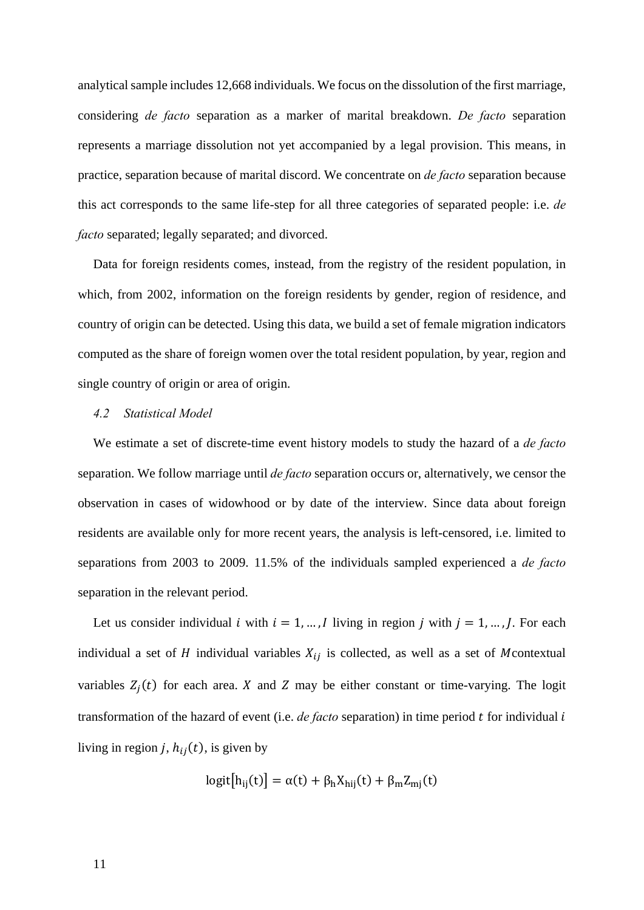analytical sample includes 12,668 individuals. We focus on the dissolution of the first marriage, considering *de facto* separation as a marker of marital breakdown. *De facto* separation represents a marriage dissolution not yet accompanied by a legal provision. This means, in practice, separation because of marital discord. We concentrate on *de facto* separation because this act corresponds to the same life-step for all three categories of separated people: i.e. *de facto* separated; legally separated; and divorced.

Data for foreign residents comes, instead, from the registry of the resident population, in which, from 2002, information on the foreign residents by gender, region of residence, and country of origin can be detected. Using this data, we build a set of female migration indicators computed as the share of foreign women over the total resident population, by year, region and single country of origin or area of origin.

### 4.2 Statistical Model

We estimate a set of discrete-time event history models to study the hazard of a *de facto* separation. We follow marriage until *de facto* separation occurs or, alternatively, we censor the observation in cases of widowhood or by date of the interview. Since data about foreign residents are available only for more recent years, the analysis is left-censored, i.e. limited to separations from 2003 to 2009. 11.5% of the individuals sampled experienced a *de facto* separation in the relevant period.

Let us consider individual $i$ with $i = 1, \dots, I$ living in region $j$ with $j = 1, \dots, J$. For each individual a set of $H$ individual variables $X_{ij}$ is collected, as well as a set of $M$ contextual variables $Z_j(t)$ for each area. $X$ and $Z$ may be either constant or time-varying. The logit transformation of the hazard of event (i.e. *de facto* separation) in time period $t$ for individual $i$ living in region $j$, $h_{ij}(t)$, is given by

$$\text{logit}\left[h_{ij}(t)\right] = \alpha(t) + \beta_h X_{hij}(t) + \beta_m Z_{mj}(t)$$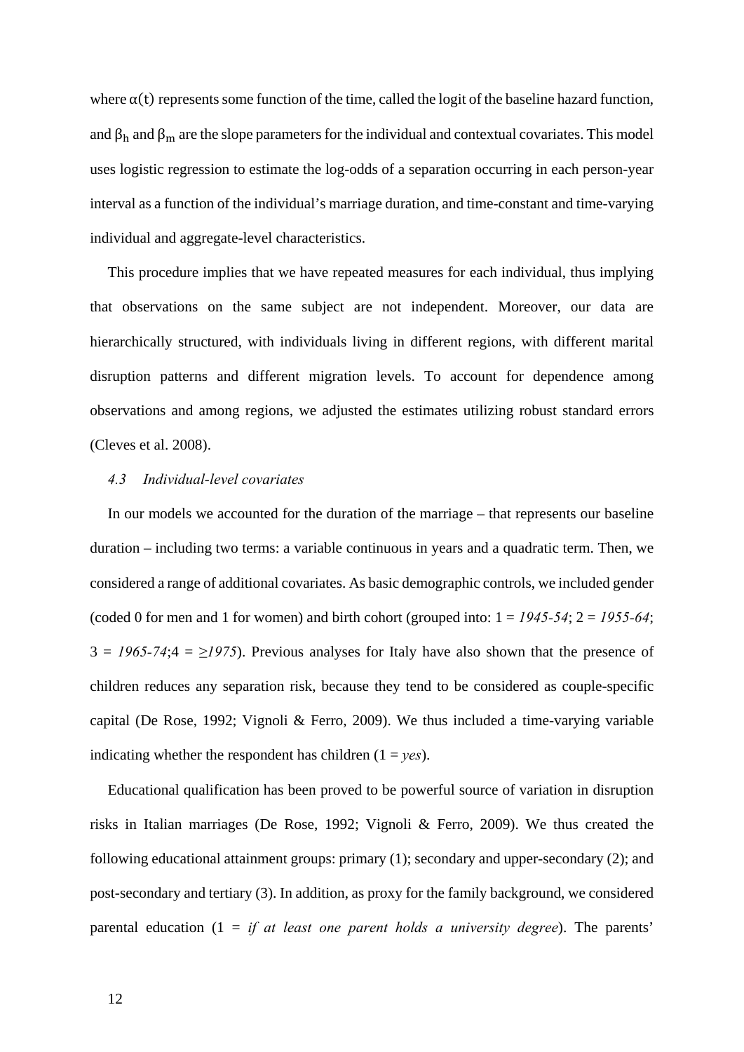where $\alpha(t)$ represents some function of the time, called the logit of the baseline hazard function, and $\beta_h$ and $\beta_m$ are the slope parameters for the individual and contextual covariates. This model uses logistic regression to estimate the log-odds of a separation occurring in each person-year interval as a function of the individual's marriage duration, and time-constant and time-varying individual and aggregate-level characteristics.

This procedure implies that we have repeated measures for each individual, thus implying that observations on the same subject are not independent. Moreover, our data are hierarchically structured, with individuals living in different regions, with different marital disruption patterns and different migration levels. To account for dependence among observations and among regions, we adjusted the estimates utilizing robust standard errors (Cleves et al. 2008).

### *4.3 Individual-level covariates*

In our models we accounted for the duration of the marriage – that represents our baseline duration – including two terms: a variable continuous in years and a quadratic term. Then, we considered a range of additional covariates. As basic demographic controls, we included gender (coded 0 for men and 1 for women) and birth cohort (grouped into: 1 = *1945-54*; 2 = *1955-64*; 3 = *1965-74*;4 = *≥1975*). Previous analyses for Italy have also shown that the presence of children reduces any separation risk, because they tend to be considered as couple-specific capital (De Rose, 1992; Vignoli & Ferro, 2009). We thus included a time-varying variable indicating whether the respondent has children (1 = *yes*).

Educational qualification has been proved to be powerful source of variation in disruption risks in Italian marriages (De Rose, 1992; Vignoli & Ferro, 2009). We thus created the following educational attainment groups: primary (1); secondary and upper-secondary (2); and post-secondary and tertiary (3). In addition, as proxy for the family background, we considered parental education (1 = *if at least one parent holds a university degree*). The parents'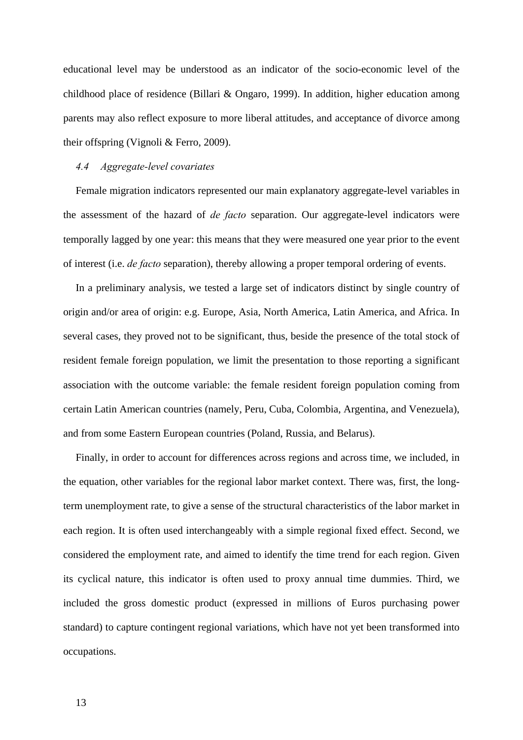educational level may be understood as an indicator of the socio-economic level of the childhood place of residence (Billari & Ongaro, 1999). In addition, higher education among parents may also reflect exposure to more liberal attitudes, and acceptance of divorce among their offspring (Vignoli & Ferro, 2009).

### *4.4 Aggregate-level covariates*

Female migration indicators represented our main explanatory aggregate-level variables in the assessment of the hazard of *de facto* separation. Our aggregate-level indicators were temporally lagged by one year: this means that they were measured one year prior to the event of interest (i.e. *de facto* separation), thereby allowing a proper temporal ordering of events.

In a preliminary analysis, we tested a large set of indicators distinct by single country of origin and/or area of origin: e.g. Europe, Asia, North America, Latin America, and Africa. In several cases, they proved not to be significant, thus, beside the presence of the total stock of resident female foreign population, we limit the presentation to those reporting a significant association with the outcome variable: the female resident foreign population coming from certain Latin American countries (namely, Peru, Cuba, Colombia, Argentina, and Venezuela), and from some Eastern European countries (Poland, Russia, and Belarus).

Finally, in order to account for differences across regions and across time, we included, in the equation, other variables for the regional labor market context. There was, first, the long-term unemployment rate, to give a sense of the structural characteristics of the labor market in each region. It is often used interchangeably with a simple regional fixed effect. Second, we considered the employment rate, and aimed to identify the time trend for each region. Given its cyclical nature, this indicator is often used to proxy annual time dummies. Third, we included the gross domestic product (expressed in millions of Euros purchasing power standard) to capture contingent regional variations, which have not yet been transformed into occupations.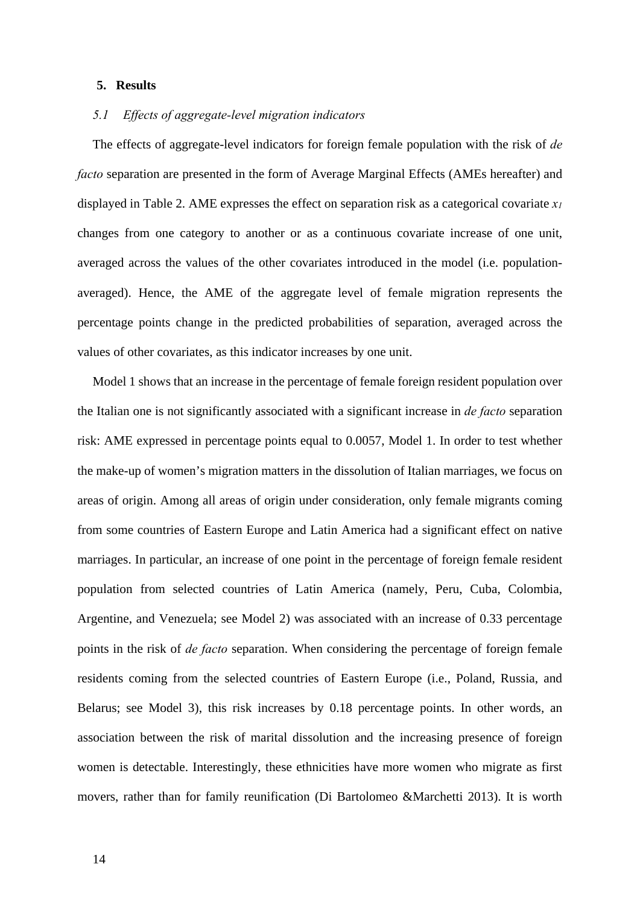## 5. Results

### *5.1 Effects of aggregate-level migration indicators*

The effects of aggregate-level indicators for foreign female population with the risk of *de facto* separation are presented in the form of Average Marginal Effects (AMEs hereafter) and displayed in Table 2. AME expresses the effect on separation risk as a categorical covariate $x_1$ changes from one category to another or as a continuous covariate increase of one unit, averaged across the values of the other covariates introduced in the model (i.e. population-averaged). Hence, the AME of the aggregate level of female migration represents the percentage points change in the predicted probabilities of separation, averaged across the values of other covariates, as this indicator increases by one unit.

Model 1 shows that an increase in the percentage of female foreign resident population over the Italian one is not significantly associated with a significant increase in *de facto* separation risk: AME expressed in percentage points equal to 0.0057, Model 1. In order to test whether the make-up of women's migration matters in the dissolution of Italian marriages, we focus on areas of origin. Among all areas of origin under consideration, only female migrants coming from some countries of Eastern Europe and Latin America had a significant effect on native marriages. In particular, an increase of one point in the percentage of foreign female resident population from selected countries of Latin America (namely, Peru, Cuba, Colombia, Argentine, and Venezuela; see Model 2) was associated with an increase of 0.33 percentage points in the risk of *de facto* separation. When considering the percentage of foreign female residents coming from the selected countries of Eastern Europe (i.e., Poland, Russia, and Belarus; see Model 3), this risk increases by 0.18 percentage points. In other words, an association between the risk of marital dissolution and the increasing presence of foreign women is detectable. Interestingly, these ethnicities have more women who migrate as first movers, rather than for family reunification (Di Bartolomeo &Marchetti 2013). It is worth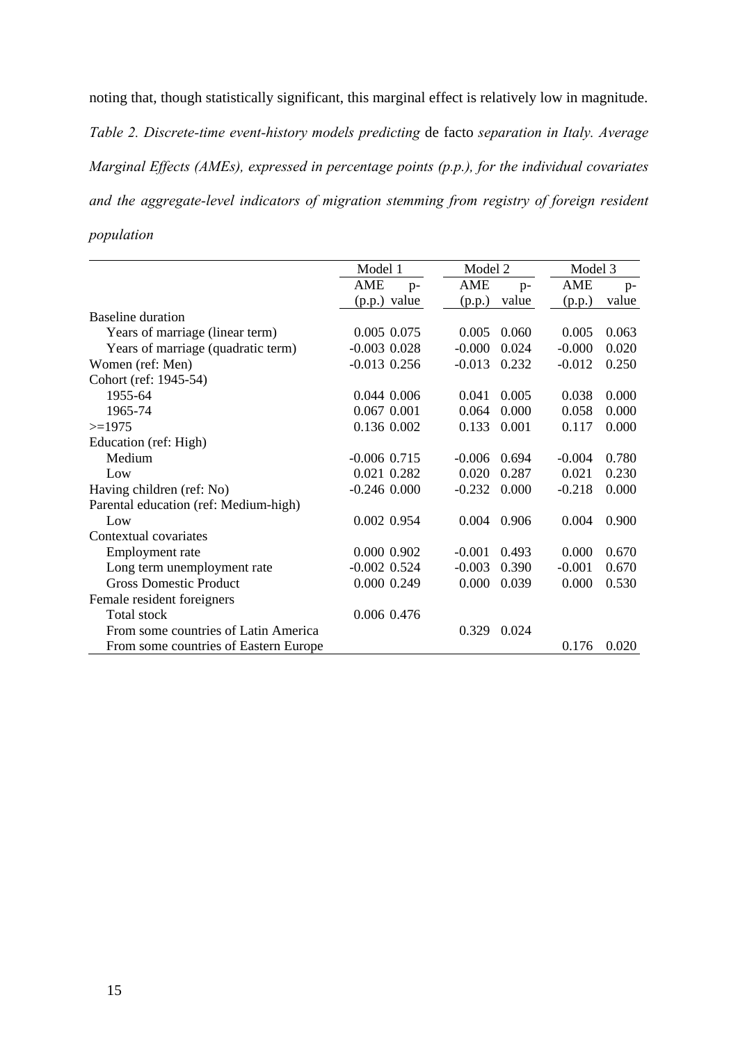noting that, though statistically significant, this marginal effect is relatively low in magnitude.

*Table 2. Discrete-time event-history models predicting* de facto *separation in Italy. Average Marginal Effects (AMEs), expressed in percentage points (p.p.), for the individual covariates and the aggregate-level indicators of migration stemming from registry of foreign resident population*

| | Model 1 | | Model 2 | | Model 3 | |
|---|---|---|---|---|---|---|
| | AME (p.p.) | p-value | AME (p.p.) | p-value | AME (p.p.) | p-value |
| Baseline duration | | | | | | |
| Years of marriage (linear term) | 0.005 | 0.075 | 0.005 | 0.060 | 0.005 | 0.063 |
| Years of marriage (quadratic term) | -0.003 | 0.028 | -0.000 | 0.024 | -0.000 | 0.020 |
| Women (ref: Men) | -0.013 | 0.256 | -0.013 | 0.232 | -0.012 | 0.250 |
| Cohort (ref: 1945-54) | | | | | | |
| 1955-64 | 0.044 | 0.006 | 0.041 | 0.005 | 0.038 | 0.000 |
| 1965-74 | 0.067 | 0.001 | 0.064 | 0.000 | 0.058 | 0.000 |
| >=1975 | 0.136 | 0.002 | 0.133 | 0.001 | 0.117 | 0.000 |
| Education (ref: High) | | | | | | |
| Medium | -0.006 | 0.715 | -0.006 | 0.694 | -0.004 | 0.780 |
| Low | 0.021 | 0.282 | 0.020 | 0.287 | 0.021 | 0.230 |
| Having children (ref: No) | -0.246 | 0.000 | -0.232 | 0.000 | -0.218 | 0.000 |
| Parental education (ref: Medium-high) | | | | | | |
| Low | 0.002 | 0.954 | 0.004 | 0.906 | 0.004 | 0.900 |
| Contextual covariates | | | | | | |
| Employment rate | 0.000 | 0.902 | -0.001 | 0.493 | 0.000 | 0.670 |
| Long term unemployment rate | -0.002 | 0.524 | -0.003 | 0.390 | -0.001 | 0.670 |
| Gross Domestic Product | 0.000 | 0.249 | 0.000 | 0.039 | 0.000 | 0.530 |
| Female resident foreigners | | | | | | |
| Total stock | 0.006 | 0.476 | | | | |
| From some countries of Latin America | | | 0.329 | 0.024 | | |
| From some countries of Eastern Europe | | | | | 0.176 | 0.020 |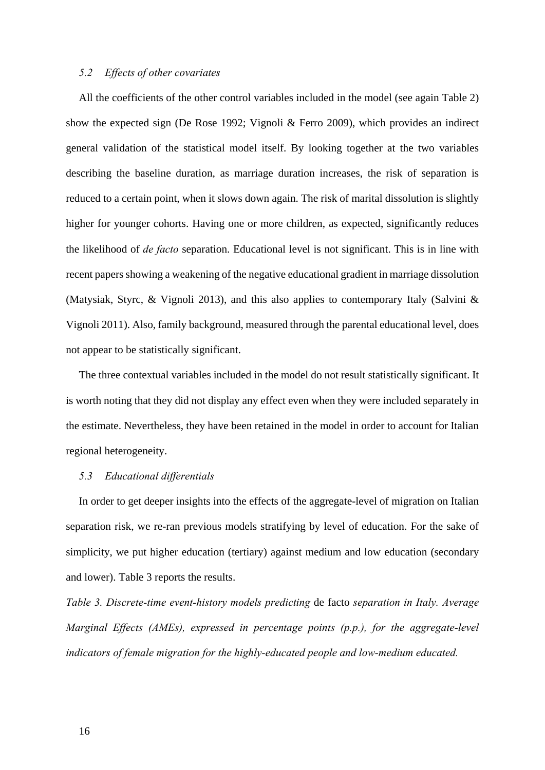### *5.2 Effects of other covariates*

All the coefficients of the other control variables included in the model (see again Table 2) show the expected sign (De Rose 1992; Vignoli & Ferro 2009), which provides an indirect general validation of the statistical model itself. By looking together at the two variables describing the baseline duration, as marriage duration increases, the risk of separation is reduced to a certain point, when it slows down again. The risk of marital dissolution is slightly higher for younger cohorts. Having one or more children, as expected, significantly reduces the likelihood of *de facto* separation. Educational level is not significant. This is in line with recent papers showing a weakening of the negative educational gradient in marriage dissolution (Matysiak, Styrc, & Vignoli 2013), and this also applies to contemporary Italy (Salvini & Vignoli 2011). Also, family background, measured through the parental educational level, does not appear to be statistically significant.

The three contextual variables included in the model do not result statistically significant. It is worth noting that they did not display any effect even when they were included separately in the estimate. Nevertheless, they have been retained in the model in order to account for Italian regional heterogeneity.

### *5.3 Educational differentials*

In order to get deeper insights into the effects of the aggregate-level of migration on Italian separation risk, we re-ran previous models stratifying by level of education. For the sake of simplicity, we put higher education (tertiary) against medium and low education (secondary and lower). Table 3 reports the results.

*Table 3. Discrete-time event-history models predicting* de facto *separation in Italy. Average Marginal Effects (AMEs), expressed in percentage points (p.p.), for the aggregate-level indicators of female migration for the highly-educated people and low-medium educated.*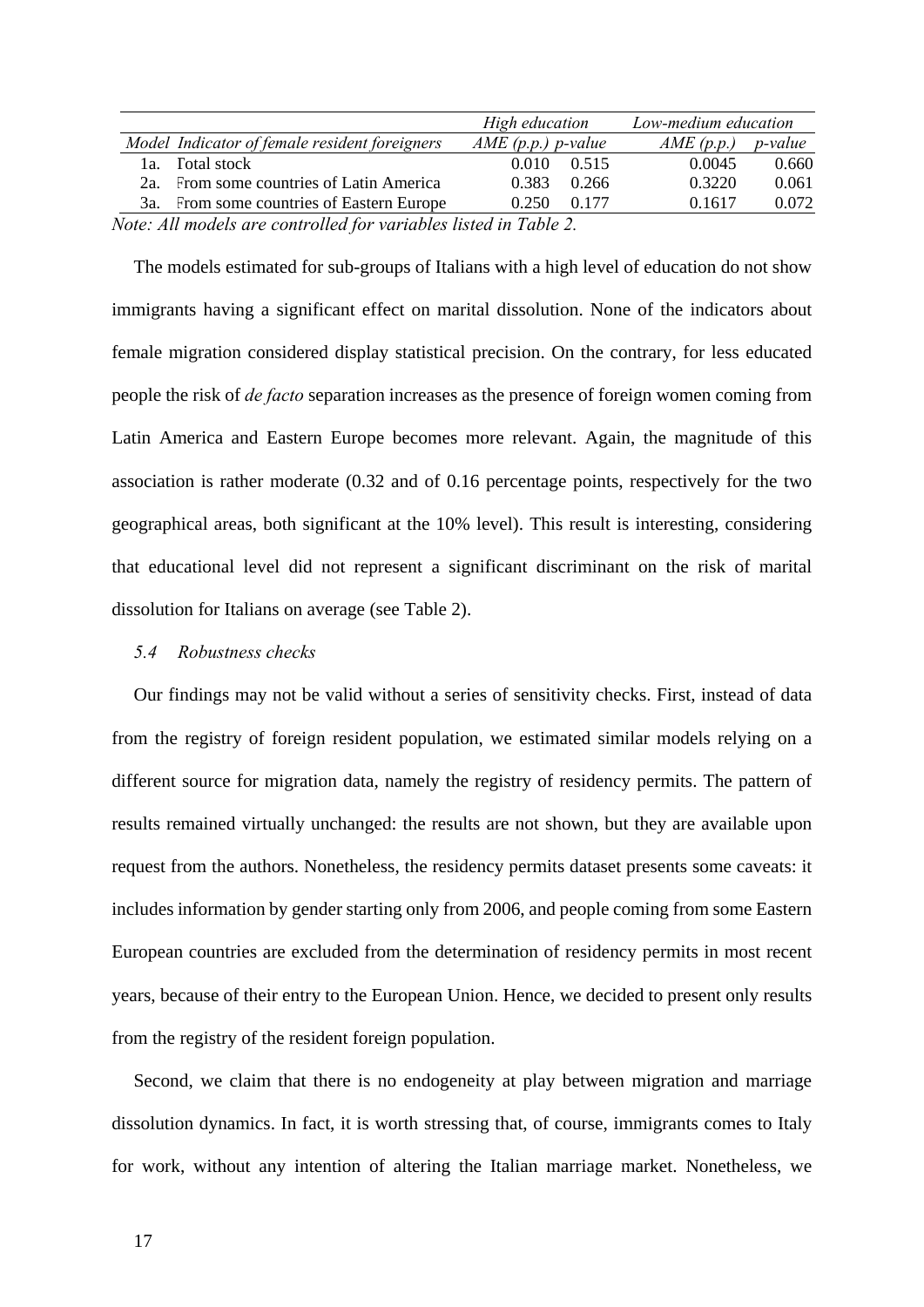| Model | Indicator of female resident foreigners | *High education* | | *Low-medium education* | |
|---|---|---|---|---|---|
| | | *AME (p.p.)* | *p-value* | *AME (p.p.)* | *p-value* |
| 1a. | Total stock | 0.010 | 0.515 | 0.0045 | 0.660 |
| 2a. | From some countries of Latin America | 0.383 | 0.266 | 0.3220 | 0.061 |
| 3a. | From some countries of Eastern Europe | 0.250 | 0.177 | 0.1617 | 0.072 |

*Note: All models are controlled for variables listed in Table 2.*

The models estimated for sub-groups of Italians with a high level of education do not show immigrants having a significant effect on marital dissolution. None of the indicators about female migration considered display statistical precision. On the contrary, for less educated people the risk of *de facto* separation increases as the presence of foreign women coming from Latin America and Eastern Europe becomes more relevant. Again, the magnitude of this association is rather moderate (0.32 and of 0.16 percentage points, respectively for the two geographical areas, both significant at the 10% level). This result is interesting, considering that educational level did not represent a significant discriminant on the risk of marital dissolution for Italians on average (see Table 2).

### *5.4 Robustness checks*

Our findings may not be valid without a series of sensitivity checks. First, instead of data from the registry of foreign resident population, we estimated similar models relying on a different source for migration data, namely the registry of residency permits. The pattern of results remained virtually unchanged: the results are not shown, but they are available upon request from the authors. Nonetheless, the residency permits dataset presents some caveats: it includes information by gender starting only from 2006, and people coming from some Eastern European countries are excluded from the determination of residency permits in most recent years, because of their entry to the European Union. Hence, we decided to present only results from the registry of the resident foreign population.

Second, we claim that there is no endogeneity at play between migration and marriage dissolution dynamics. In fact, it is worth stressing that, of course, immigrants comes to Italy for work, without any intention of altering the Italian marriage market. Nonetheless, we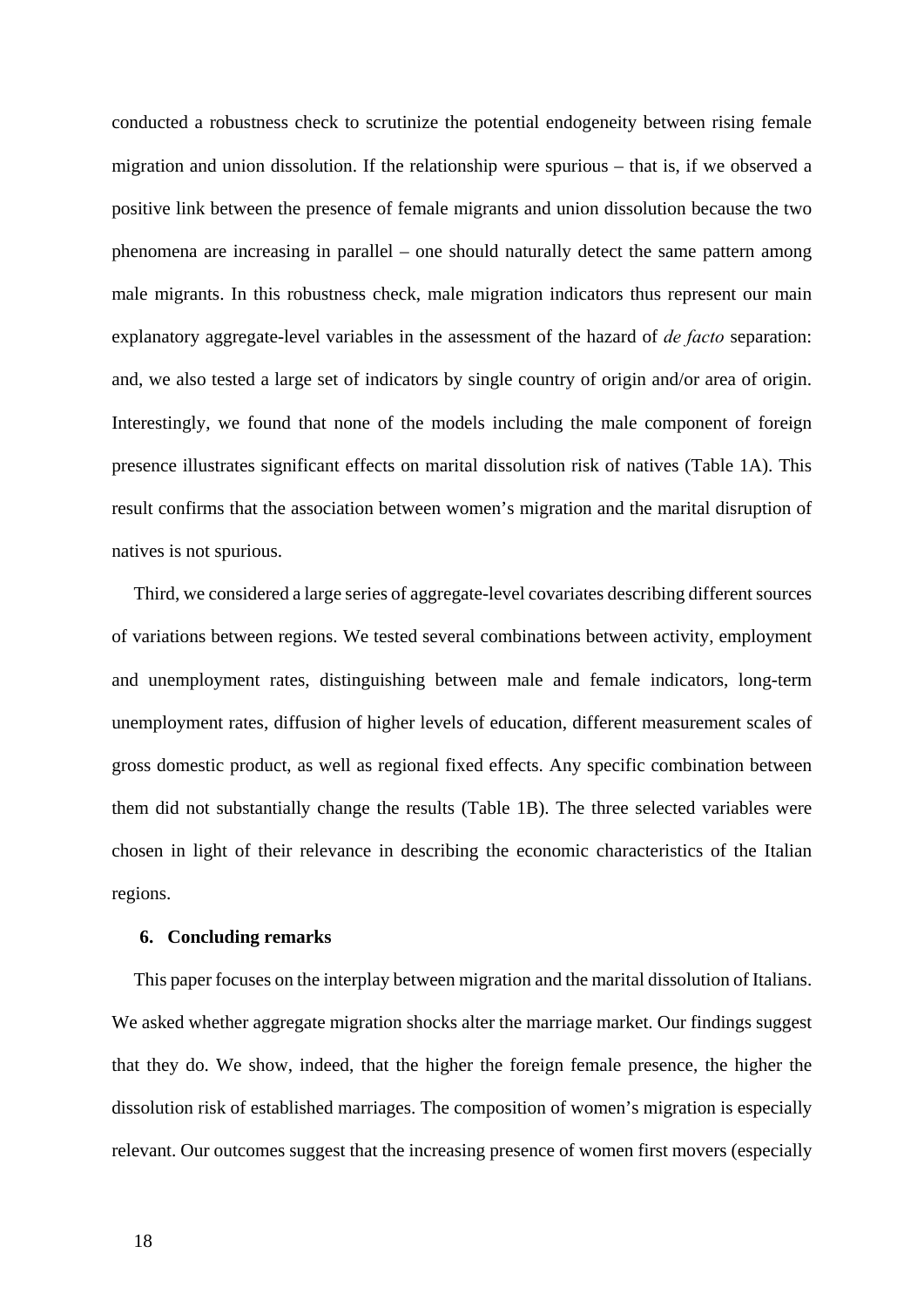conducted a robustness check to scrutinize the potential endogeneity between rising female migration and union dissolution. If the relationship were spurious – that is, if we observed a positive link between the presence of female migrants and union dissolution because the two phenomena are increasing in parallel – one should naturally detect the same pattern among male migrants. In this robustness check, male migration indicators thus represent our main explanatory aggregate-level variables in the assessment of the hazard of *de facto* separation: and, we also tested a large set of indicators by single country of origin and/or area of origin. Interestingly, we found that none of the models including the male component of foreign presence illustrates significant effects on marital dissolution risk of natives (Table 1A). This result confirms that the association between women's migration and the marital disruption of natives is not spurious.

Third, we considered a large series of aggregate-level covariates describing different sources of variations between regions. We tested several combinations between activity, employment and unemployment rates, distinguishing between male and female indicators, long-term unemployment rates, diffusion of higher levels of education, different measurement scales of gross domestic product, as well as regional fixed effects. Any specific combination between them did not substantially change the results (Table 1B). The three selected variables were chosen in light of their relevance in describing the economic characteristics of the Italian regions.

## 6. Concluding remarks

This paper focuses on the interplay between migration and the marital dissolution of Italians. We asked whether aggregate migration shocks alter the marriage market. Our findings suggest that they do. We show, indeed, that the higher the foreign female presence, the higher the dissolution risk of established marriages. The composition of women's migration is especially relevant. Our outcomes suggest that the increasing presence of women first movers (especially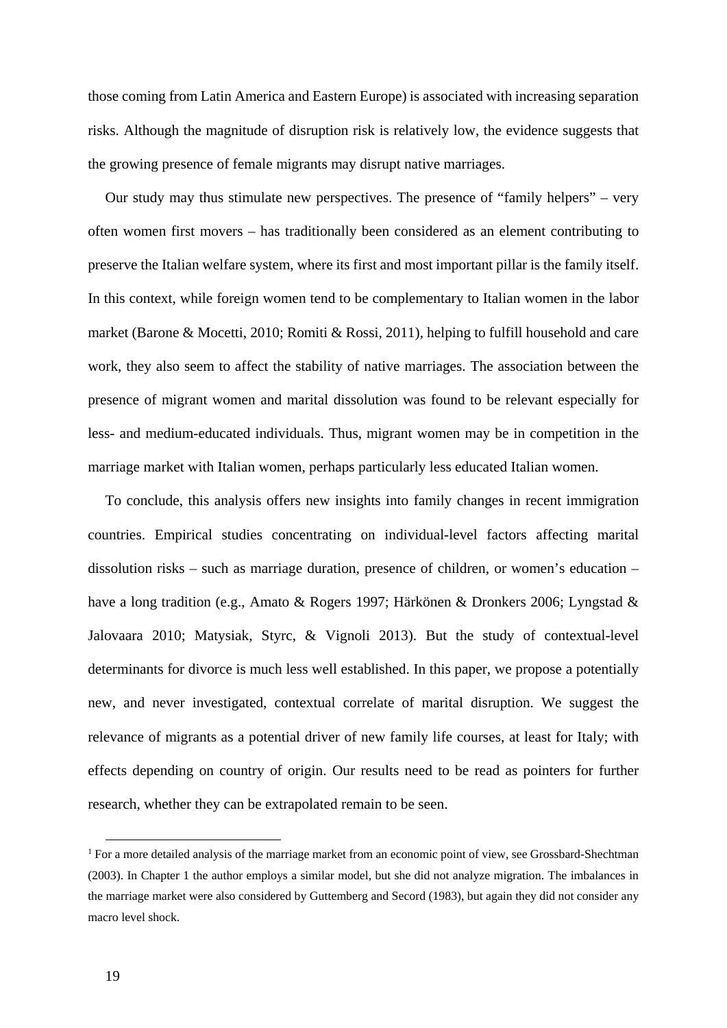those coming from Latin America and Eastern Europe) is associated with increasing separation risks. Although the magnitude of disruption risk is relatively low, the evidence suggests that the growing presence of female migrants may disrupt native marriages.

Our study may thus stimulate new perspectives. The presence of "family helpers" – very often women first movers – has traditionally been considered as an element contributing to preserve the Italian welfare system, where its first and most important pillar is the family itself. In this context, while foreign women tend to be complementary to Italian women in the labor market (Barone & Mocetti, 2010; Romiti & Rossi, 2011), helping to fulfill household and care work, they also seem to affect the stability of native marriages. The association between the presence of migrant women and marital dissolution was found to be relevant especially for less- and medium-educated individuals. Thus, migrant women may be in competition in the marriage market with Italian women, perhaps particularly less educated Italian women.

To conclude, this analysis offers new insights into family changes in recent immigration countries. Empirical studies concentrating on individual-level factors affecting marital dissolution risks – such as marriage duration, presence of children, or women's education – have a long tradition (e.g., Amato & Rogers 1997; Härkönen & Dronkers 2006; Lyngstad & Jalovaara 2010; Matysiak, Styrc, & Vignoli 2013). But the study of contextual-level determinants for divorce is much less well established. In this paper, we propose a potentially new, and never investigated, contextual correlate of marital disruption. We suggest the relevance of migrants as a potential driver of new family life courses, at least for Italy; with effects depending on country of origin. Our results need to be read as pointers for further research, whether they can be extrapolated remain to be seen.

---

[1] For a more detailed analysis of the marriage market from an economic point of view, see Grossbard-Shechtman (2003). In Chapter 1 the author employs a similar model, but she did not analyze migration. The imbalances in the marriage market were also considered by Guttemberg and Secord (1983), but again they did not consider any macro level shock.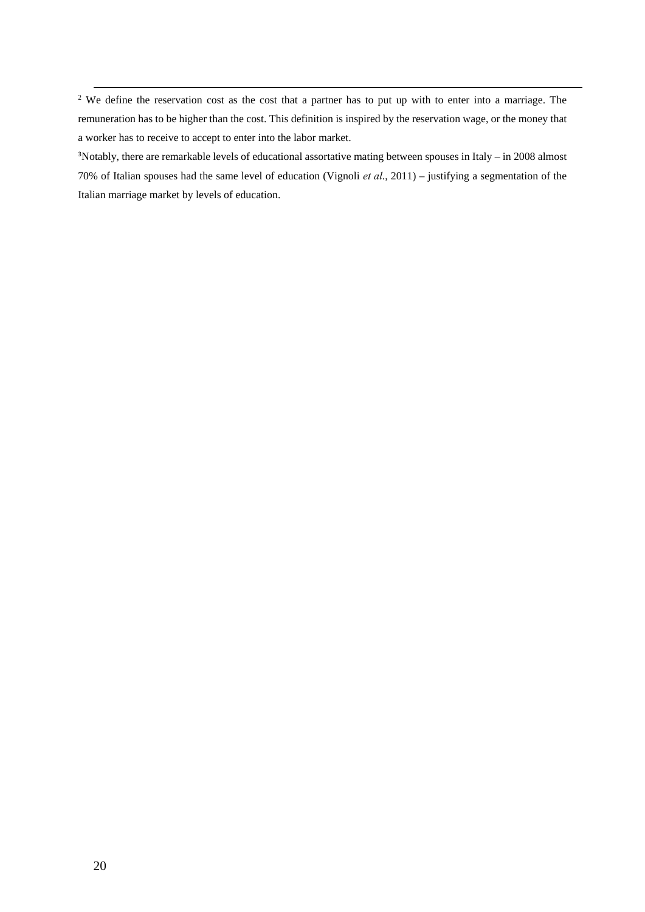[2] We define the reservation cost as the cost that a partner has to put up with to enter into a marriage. The remuneration has to be higher than the cost. This definition is inspired by the reservation wage, or the money that a worker has to receive to accept to enter into the labor market.

[3] Notably, there are remarkable levels of educational assortative mating between spouses in Italy – in 2008 almost 70% of Italian spouses had the same level of education (Vignoli *et al*., 2011) – justifying a segmentation of the Italian marriage market by levels of education.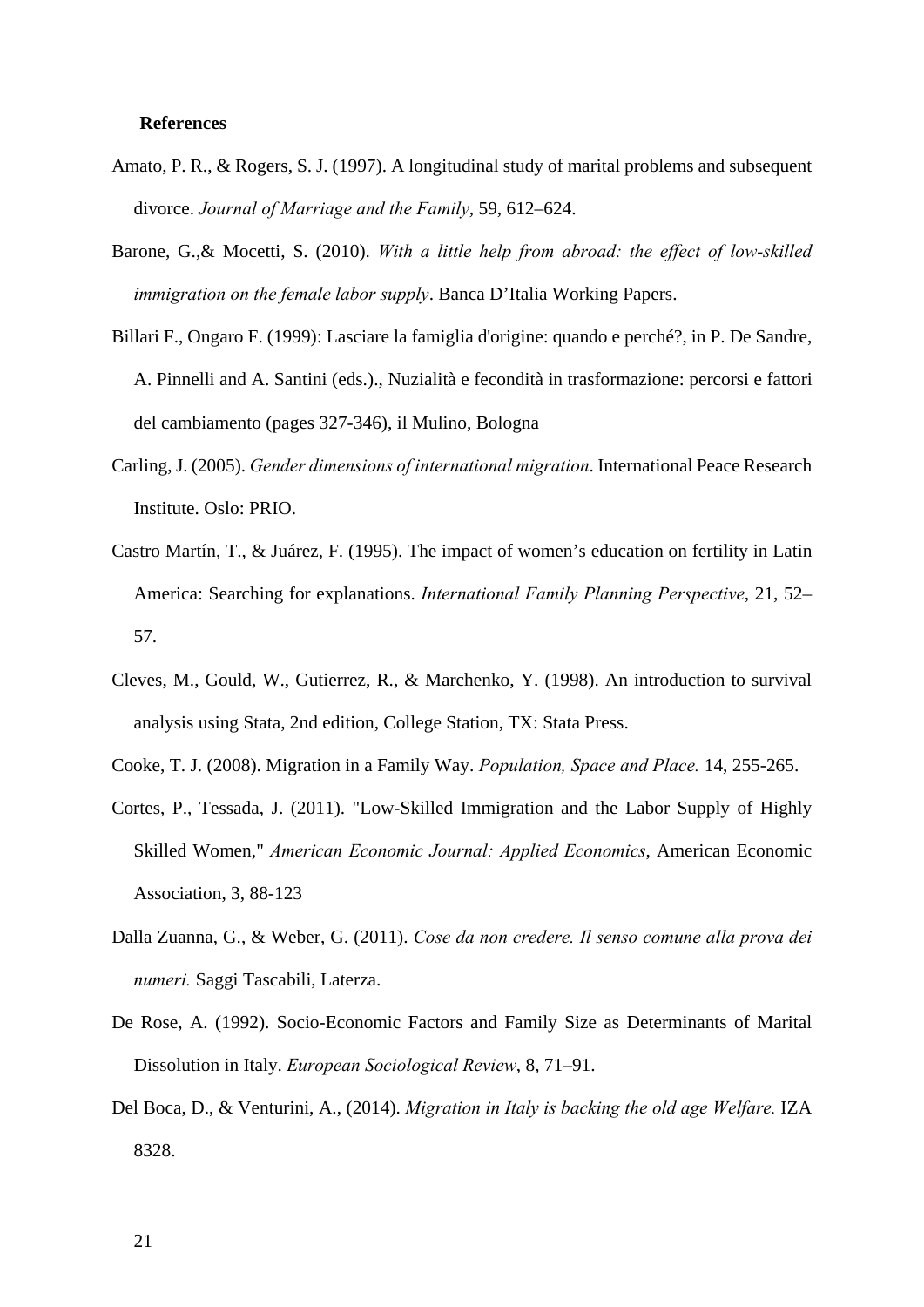**References**

Amato, P. R., & Rogers, S. J. (1997). A longitudinal study of marital problems and subsequent divorce. *Journal of Marriage and the Family*, 59, 612–624.

Barone, G.,& Mocetti, S. (2010). *With a little help from abroad: the effect of low-skilled immigration on the female labor supply*. Banca D'Italia Working Papers.

Billari F., Ongaro F. (1999): Lasciare la famiglia d'origine: quando e perché?, in P. De Sandre, A. Pinnelli and A. Santini (eds.)., Nuzialità e fecondità in trasformazione: percorsi e fattori del cambiamento (pages 327-346), il Mulino, Bologna

Carling, J. (2005). *Gender dimensions of international migration*. International Peace Research Institute. Oslo: PRIO.

Castro Martín, T., & Juárez, F. (1995). The impact of women's education on fertility in Latin America: Searching for explanations. *International Family Planning Perspective*, 21, 52–57.

Cleves, M., Gould, W., Gutierrez, R., & Marchenko, Y. (1998). An introduction to survival analysis using Stata, 2nd edition, College Station, TX: Stata Press.

Cooke, T. J. (2008). Migration in a Family Way. *Population, Space and Place.* 14, 255-265.

Cortes, P., Tessada, J. (2011). "Low-Skilled Immigration and the Labor Supply of Highly Skilled Women," *American Economic Journal: Applied Economics*, American Economic Association, 3, 88-123

Dalla Zuanna, G., & Weber, G. (2011). *Cose da non credere. Il senso comune alla prova dei numeri.* Saggi Tascabili, Laterza.

De Rose, A. (1992). Socio-Economic Factors and Family Size as Determinants of Marital Dissolution in Italy. *European Sociological Review*, 8, 71–91.

Del Boca, D., & Venturini, A., (2014). *Migration in Italy is backing the old age Welfare.* IZA 8328.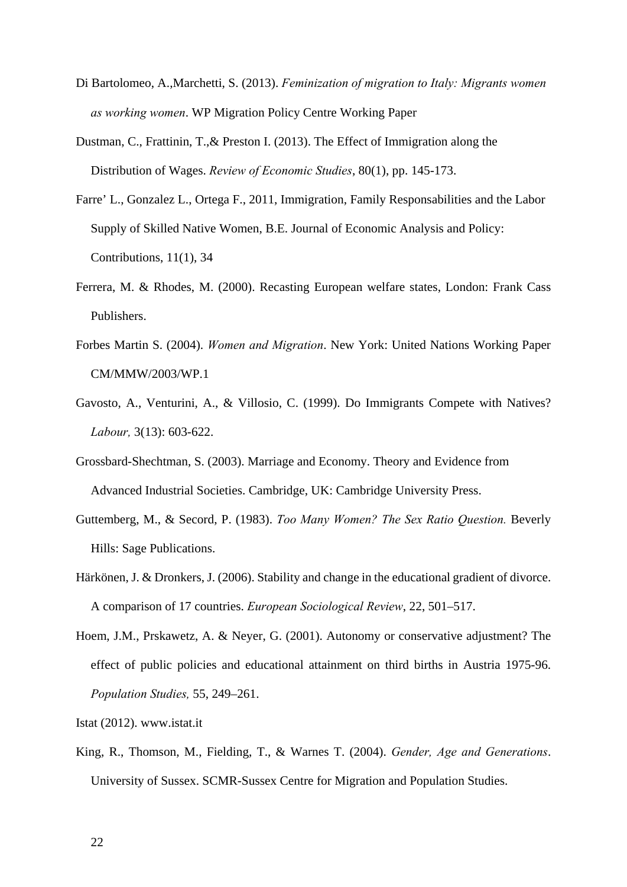Di Bartolomeo, A.,Marchetti, S. (2013). *Feminization of migration to Italy: Migrants women as working women*. WP Migration Policy Centre Working Paper

Dustman, C., Frattinin, T.,& Preston I. (2013). The Effect of Immigration along the Distribution of Wages. *Review of Economic Studies*, 80(1), pp. 145-173.

Farre' L., Gonzalez L., Ortega F., 2011, Immigration, Family Responsabilities and the Labor Supply of Skilled Native Women, B.E. Journal of Economic Analysis and Policy: Contributions, 11(1), 34

Ferrera, M. & Rhodes, M. (2000). Recasting European welfare states, London: Frank Cass Publishers.

Forbes Martin S. (2004). *Women and Migration*. New York: United Nations Working Paper CM/MMW/2003/WP.1

Gavosto, A., Venturini, A., & Villosio, C. (1999). Do Immigrants Compete with Natives? *Labour,* 3(13): 603-622.

Grossbard-Shechtman, S. (2003). Marriage and Economy. Theory and Evidence from Advanced Industrial Societies. Cambridge, UK: Cambridge University Press.

Guttemberg, M., & Secord, P. (1983). *Too Many Women? The Sex Ratio Question.* Beverly Hills: Sage Publications.

Härkönen, J. & Dronkers, J. (2006). Stability and change in the educational gradient of divorce. A comparison of 17 countries. *European Sociological Review*, 22, 501–517.

Hoem, J.M., Prskawetz, A. & Neyer, G. (2001). Autonomy or conservative adjustment? The effect of public policies and educational attainment on third births in Austria 1975-96. *Population Studies,* 55, 249–261.

Istat (2012). www.istat.it

King, R., Thomson, M., Fielding, T., & Warnes T. (2004). *Gender, Age and Generations*. University of Sussex. SCMR-Sussex Centre for Migration and Population Studies.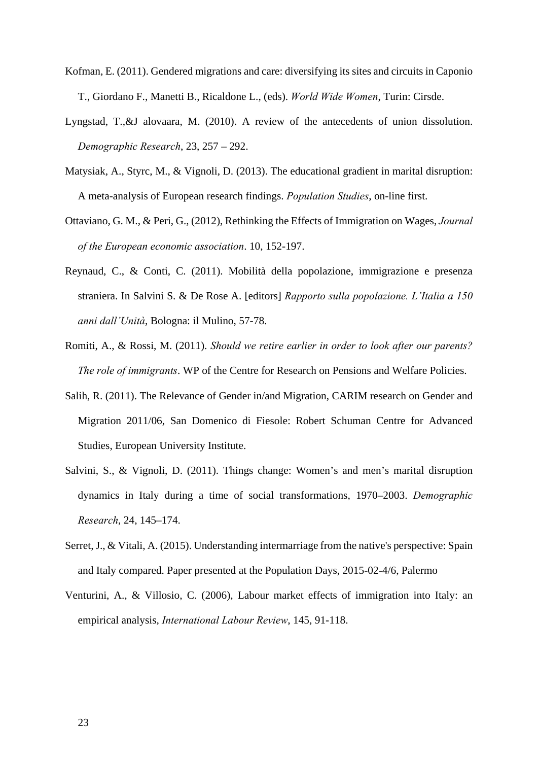Kofman, E. (2011). Gendered migrations and care: diversifying its sites and circuits in Caponio T., Giordano F., Manetti B., Ricaldone L., (eds). *World Wide Women*, Turin: Cirsde.

Lyngstad, T.,&J alovaara, M. (2010). A review of the antecedents of union dissolution. *Demographic Research*, 23, 257 – 292.

Matysiak, A., Styrc, M., & Vignoli, D. (2013). The educational gradient in marital disruption: A meta-analysis of European research findings. *Population Studies*, on-line first.

Ottaviano, G. M., & Peri, G., (2012), Rethinking the Effects of Immigration on Wages, *Journal of the European economic association*. 10, 152-197.

Reynaud, C., & Conti, C. (2011). Mobilità della popolazione, immigrazione e presenza straniera. In Salvini S. & De Rose A. [editors] *Rapporto sulla popolazione. L'Italia a 150 anni dall'Unità*, Bologna: il Mulino, 57-78.

Romiti, A., & Rossi, M. (2011). *Should we retire earlier in order to look after our parents? The role of immigrants*. WP of the Centre for Research on Pensions and Welfare Policies.

Salih, R. (2011). The Relevance of Gender in/and Migration, CARIM research on Gender and Migration 2011/06, San Domenico di Fiesole: Robert Schuman Centre for Advanced Studies, European University Institute.

Salvini, S., & Vignoli, D. (2011). Things change: Women's and men's marital disruption dynamics in Italy during a time of social transformations, 1970–2003. *Demographic Research*, 24, 145–174.

Serret, J., & Vitali, A. (2015). Understanding intermarriage from the native's perspective: Spain and Italy compared. Paper presented at the Population Days, 2015-02-4/6, Palermo

Venturini, A., & Villosio, C. (2006), Labour market effects of immigration into Italy: an empirical analysis, *International Labour Review*, 145, 91-118.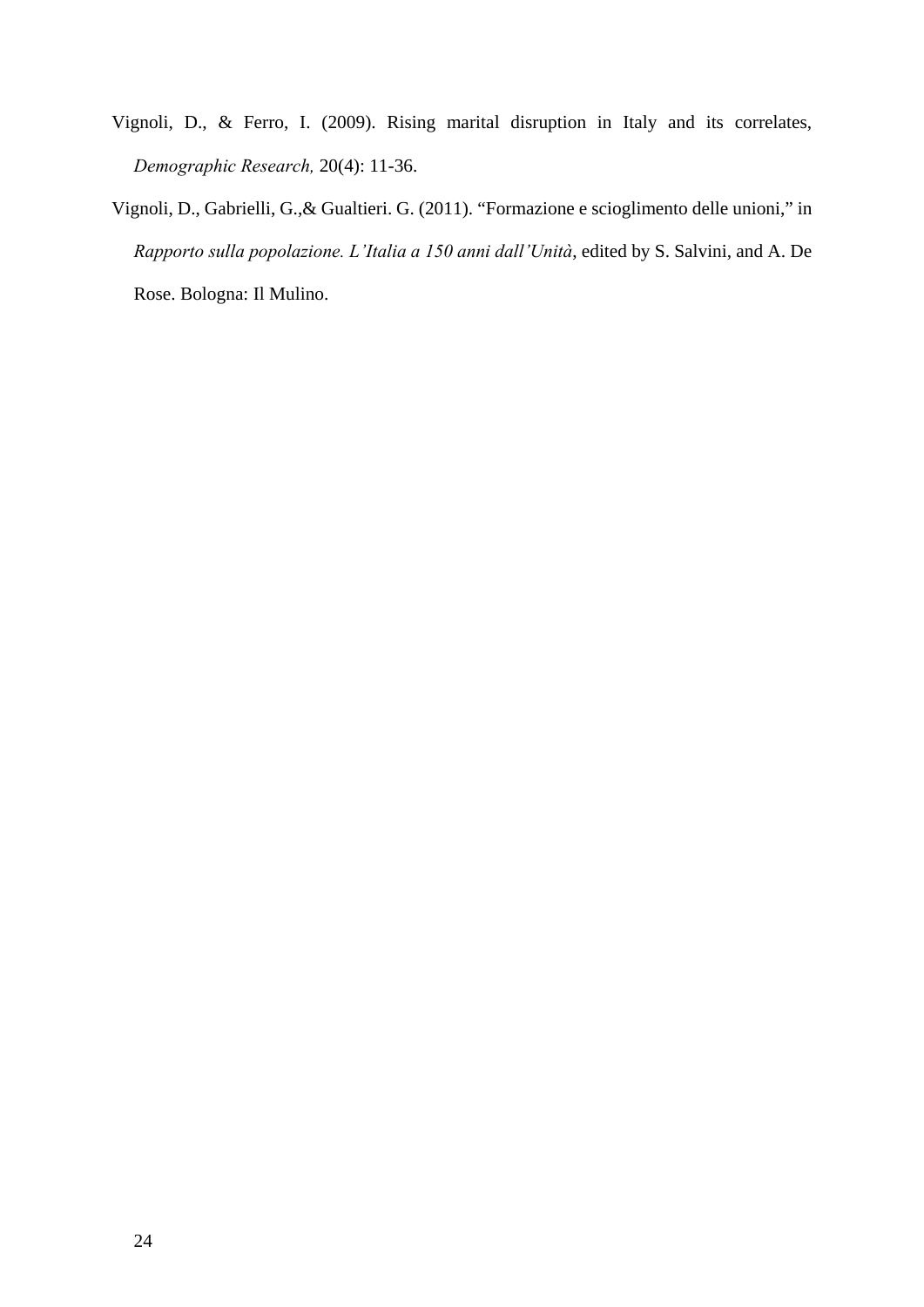Vignoli, D., & Ferro, I. (2009). Rising marital disruption in Italy and its correlates, *Demographic Research,* 20(4): 11-36.

Vignoli, D., Gabrielli, G.,& Gualtieri. G. (2011). "Formazione e scioglimento delle unioni," in *Rapporto sulla popolazione. L'Italia a 150 anni dall'Unità*, edited by S. Salvini, and A. De Rose. Bologna: Il Mulino.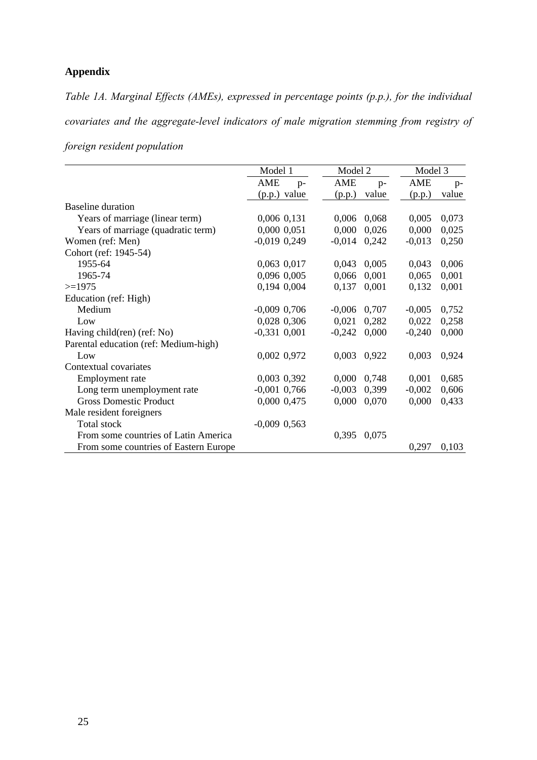**Appendix**

*Table 1A. Marginal Effects (AMEs), expressed in percentage points (p.p.), for the individual covariates and the aggregate-level indicators of male migration stemming from registry of foreign resident population*

| | Model 1 | | Model 2 | | Model 3 | |
|---|---|---|---|---|---|---|
| | AME (p.p.) | p-value | AME (p.p.) | p-value | AME (p.p.) | p-value |
| Baseline duration | | | | | | |
| Years of marriage (linear term) | 0,006 | 0,131 | 0,006 | 0,068 | 0,005 | 0,073 |
| Years of marriage (quadratic term) | 0,000 | 0,051 | 0,000 | 0,026 | 0,000 | 0,025 |
| Women (ref: Men) | -0,019 | 0,249 | -0,014 | 0,242 | -0,013 | 0,250 |
| Cohort (ref: 1945-54) | | | | | | |
| 1955-64 | 0,063 | 0,017 | 0,043 | 0,005 | 0,043 | 0,006 |
| 1965-74 | 0,096 | 0,005 | 0,066 | 0,001 | 0,065 | 0,001 |
| >=1975 | 0,194 | 0,004 | 0,137 | 0,001 | 0,132 | 0,001 |
| Education (ref: High) | | | | | | |
| Medium | -0,009 | 0,706 | -0,006 | 0,707 | -0,005 | 0,752 |
| Low | 0,028 | 0,306 | 0,021 | 0,282 | 0,022 | 0,258 |
| Having child(ren) (ref: No) | -0,331 | 0,001 | -0,242 | 0,000 | -0,240 | 0,000 |
| Parental education (ref: Medium-high) | | | | | | |
| Low | 0,002 | 0,972 | 0,003 | 0,922 | 0,003 | 0,924 |
| Contextual covariates | | | | | | |
| Employment rate | 0,003 | 0,392 | 0,000 | 0,748 | 0,001 | 0,685 |
| Long term unemployment rate | -0,001 | 0,766 | -0,003 | 0,399 | -0,002 | 0,606 |
| Gross Domestic Product | 0,000 | 0,475 | 0,000 | 0,070 | 0,000 | 0,433 |
| Male resident foreigners | | | | | | |
| Total stock | -0,009 | 0,563 | | | | |
| From some countries of Latin America | | | 0,395 | 0,075 | | |
| From some countries of Eastern Europe | | | | | 0,297 | 0,103 |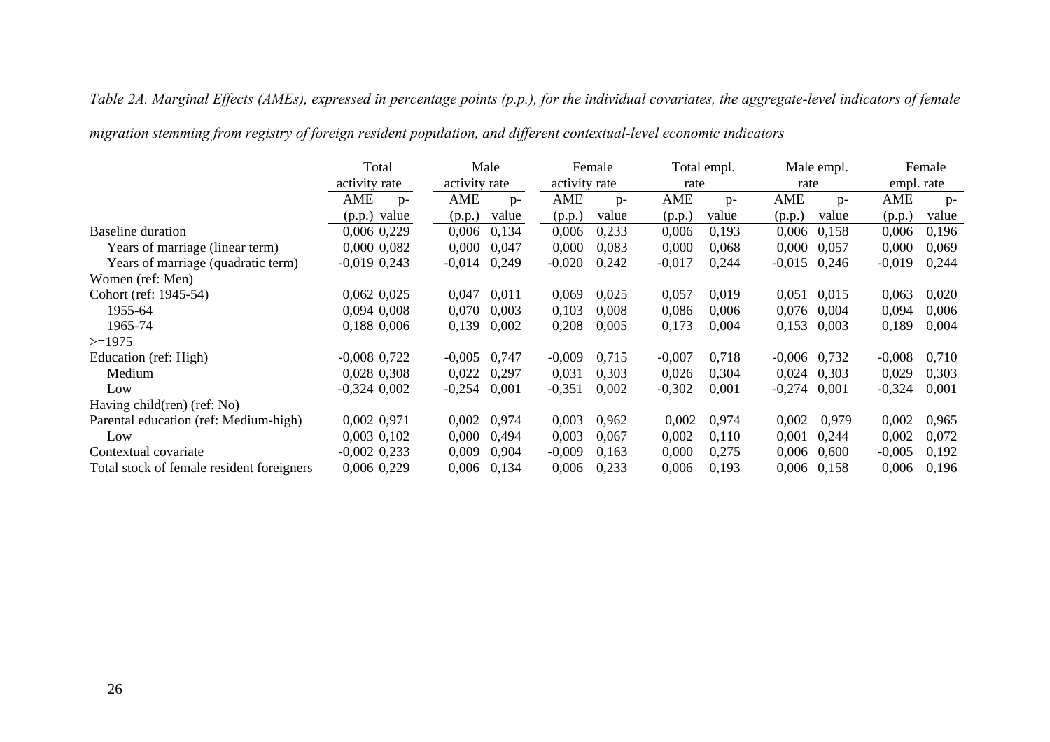*Table 2A. Marginal Effects (AMEs), expressed in percentage points (p.p.), for the individual covariates, the aggregate-level indicators of female migration stemming from registry of foreign resident population, and different contextual-level economic indicators*

| | Total activity rate | | Male activity rate | | Female activity rate | | Total empl. rate | | Male empl. rate | | Female empl. rate | |
|---|---|---|---|---|---|---|---|---|---|---|---|---|
| | AME (p.p.) | p-value | AME (p.p.) | p-value | AME (p.p.) | p-value | AME (p.p.) | p-value | AME (p.p.) | p-value | AME (p.p.) | p-value |
| Baseline duration | 0,006 | 0,229 | 0,006 | 0,134 | 0,006 | 0,233 | 0,006 | 0,193 | 0,006 | 0,158 | 0,006 | 0,196 |
| Years of marriage (linear term) | 0,000 | 0,082 | 0,000 | 0,047 | 0,000 | 0,083 | 0,000 | 0,068 | 0,000 | 0,057 | 0,000 | 0,069 |
| Years of marriage (quadratic term) | -0,019 | 0,243 | -0,014 | 0,249 | -0,020 | 0,242 | -0,017 | 0,244 | -0,015 | 0,246 | -0,019 | 0,244 |
| Women (ref: Men) | | | | | | | | | | | | |
| Cohort (ref: 1945-54) | 0,062 | 0,025 | 0,047 | 0,011 | 0,069 | 0,025 | 0,057 | 0,019 | 0,051 | 0,015 | 0,063 | 0,020 |
| 1955-64 | 0,094 | 0,008 | 0,070 | 0,003 | 0,103 | 0,008 | 0,086 | 0,006 | 0,076 | 0,004 | 0,094 | 0,006 |
| 1965-74 | 0,188 | 0,006 | 0,139 | 0,002 | 0,208 | 0,005 | 0,173 | 0,004 | 0,153 | 0,003 | 0,189 | 0,004 |
| >=1975 | | | | | | | | | | | | |
| Education (ref: High) | -0,008 | 0,722 | -0,005 | 0,747 | -0,009 | 0,715 | -0,007 | 0,718 | -0,006 | 0,732 | -0,008 | 0,710 |
| Medium | 0,028 | 0,308 | 0,022 | 0,297 | 0,031 | 0,303 | 0,026 | 0,304 | 0,024 | 0,303 | 0,029 | 0,303 |
| Low | -0,324 | 0,002 | -0,254 | 0,001 | -0,351 | 0,002 | -0,302 | 0,001 | -0,274 | 0,001 | -0,324 | 0,001 |
| Having child(ren) (ref: No) | | | | | | | | | | | | |
| Parental education (ref: Medium-high) | 0,002 | 0,971 | 0,002 | 0,974 | 0,003 | 0,962 | 0,002 | 0,974 | 0,002 | 0,979 | 0,002 | 0,965 |
| Low | 0,003 | 0,102 | 0,000 | 0,494 | 0,003 | 0,067 | 0,002 | 0,110 | 0,001 | 0,244 | 0,002 | 0,072 |
| Contextual covariate | -0,002 | 0,233 | 0,009 | 0,904 | -0,009 | 0,163 | 0,000 | 0,275 | 0,006 | 0,600 | -0,005 | 0,192 |
| Total stock of female resident foreigners | 0,006 | 0,229 | 0,006 | 0,134 | 0,006 | 0,233 | 0,006 | 0,193 | 0,006 | 0,158 | 0,006 | 0,196 |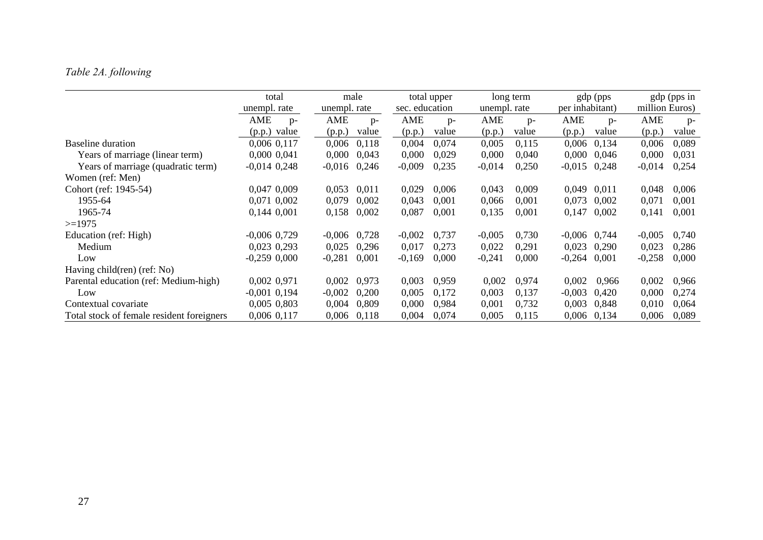*Table 2A. following*

| | total unempl. rate | | male unempl. rate | | total upper sec. education | | long term unempl. rate | | gdp (pps per inhabitant) | | gdp (pps in million Euros) | |
|---|---|---|---|---|---|---|---|---|---|---|---|---|
| | AME (p.p.) | p-value | AME (p.p.) | p-value | AME (p.p.) | p-value | AME (p.p.) | p-value | AME (p.p.) | p-value | AME (p.p.) | p-value |
| Baseline duration | 0,006 | 0,117 | 0,006 | 0,118 | 0,004 | 0,074 | 0,005 | 0,115 | 0,006 | 0,134 | 0,006 | 0,089 |
| Years of marriage (linear term) | 0,000 | 0,041 | 0,000 | 0,043 | 0,000 | 0,029 | 0,000 | 0,040 | 0,000 | 0,046 | 0,000 | 0,031 |
| Years of marriage (quadratic term) | -0,014 | 0,248 | -0,016 | 0,246 | -0,009 | 0,235 | -0,014 | 0,250 | -0,015 | 0,248 | -0,014 | 0,254 |
| Women (ref: Men) | | | | | | | | | | | | |
| Cohort (ref: 1945-54) | 0,047 | 0,009 | 0,053 | 0,011 | 0,029 | 0,006 | 0,043 | 0,009 | 0,049 | 0,011 | 0,048 | 0,006 |
| 1955-64 | 0,071 | 0,002 | 0,079 | 0,002 | 0,043 | 0,001 | 0,066 | 0,001 | 0,073 | 0,002 | 0,071 | 0,001 |
| 1965-74 | 0,144 | 0,001 | 0,158 | 0,002 | 0,087 | 0,001 | 0,135 | 0,001 | 0,147 | 0,002 | 0,141 | 0,001 |
| >=1975 | | | | | | | | | | | | |
| Education (ref: High) | -0,006 | 0,729 | -0,006 | 0,728 | -0,002 | 0,737 | -0,005 | 0,730 | -0,006 | 0,744 | -0,005 | 0,740 |
| Medium | 0,023 | 0,293 | 0,025 | 0,296 | 0,017 | 0,273 | 0,022 | 0,291 | 0,023 | 0,290 | 0,023 | 0,286 |
| Low | -0,259 | 0,000 | -0,281 | 0,001 | -0,169 | 0,000 | -0,241 | 0,000 | -0,264 | 0,001 | -0,258 | 0,000 |
| Having child(ren) (ref: No) | | | | | | | | | | | | |
| Parental education (ref: Medium-high) | 0,002 | 0,971 | 0,002 | 0,973 | 0,003 | 0,959 | 0,002 | 0,974 | 0,002 | 0,966 | 0,002 | 0,966 |
| Low | -0,001 | 0,194 | -0,002 | 0,200 | 0,005 | 0,172 | 0,003 | 0,137 | -0,003 | 0,420 | 0,000 | 0,274 |
| Contextual covariate | 0,005 | 0,803 | 0,004 | 0,809 | 0,000 | 0,984 | 0,001 | 0,732 | 0,003 | 0,848 | 0,010 | 0,064 |
| Total stock of female resident foreigners | 0,006 | 0,117 | 0,006 | 0,118 | 0,004 | 0,074 | 0,005 | 0,115 | 0,006 | 0,134 | 0,006 | 0,089 |